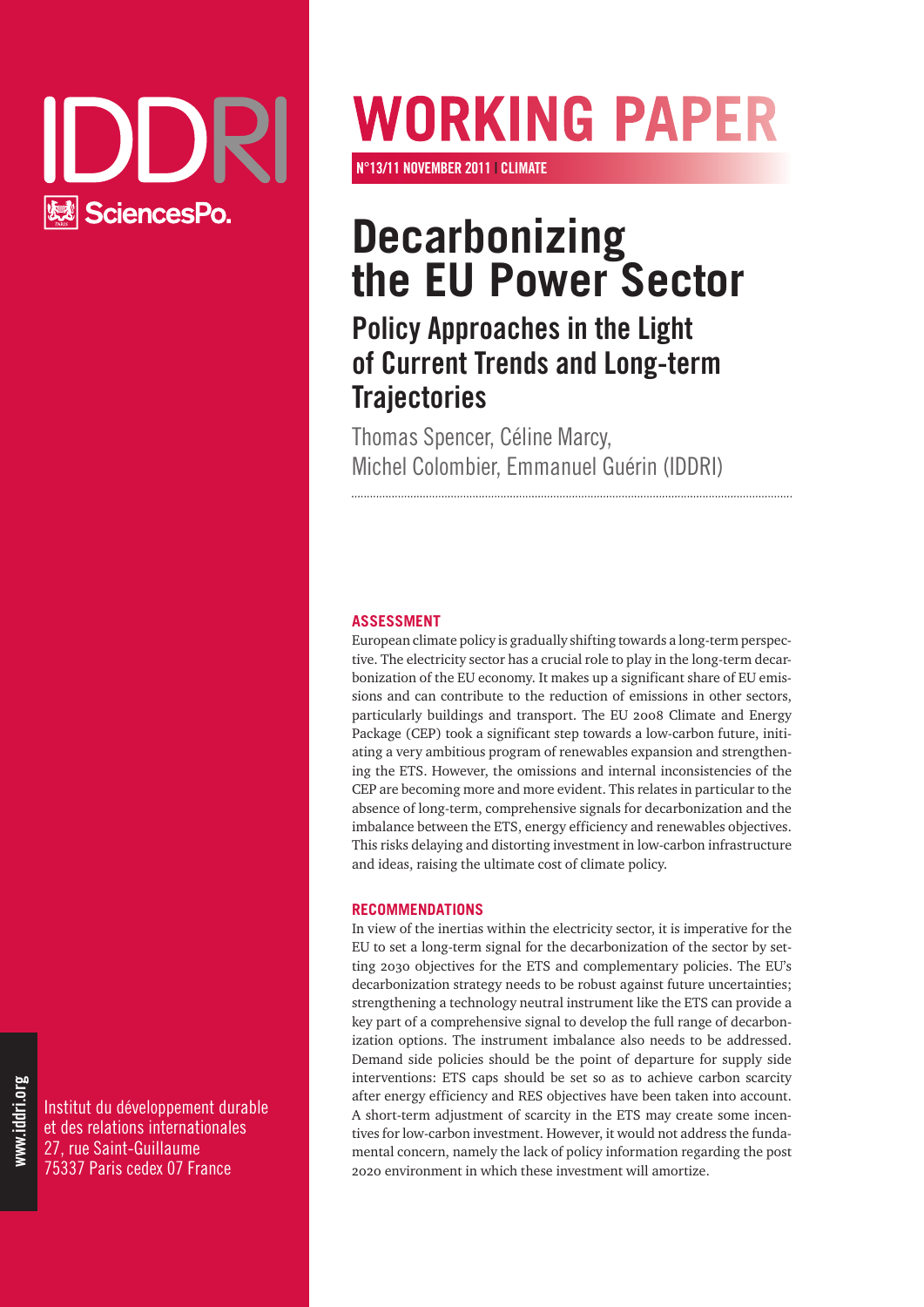IDDRI

SciencesPo.

# WORKING PAPER

N°13/11 NOVEMBER 2011 | CLIMATE

# Decarbonizing the EU Power Sector

## Policy Approaches in the Light of Current Trends and Long-term Trajectories

Thomas Spencer, Céline Marcy, Michel Colombier, Emmanuel Guérin (IDDRI)

### ASSESSMENT

European climate policy is gradually shifting towards a long-term perspective. The electricity sector has a crucial role to play in the long-term decarbonization of the EU economy. It makes up a significant share of EU emissions and can contribute to the reduction of emissions in other sectors, particularly buildings and transport. The EU 2008 Climate and Energy Package (CEP) took a significant step towards a low-carbon future, initiating a very ambitious program of renewables expansion and strengthening the ETS. However, the omissions and internal inconsistencies of the CEP are becoming more and more evident. This relates in particular to the absence of long-term, comprehensive signals for decarbonization and the imbalance between the ETS, energy efficiency and renewables objectives. This risks delaying and distorting investment in low-carbon infrastructure and ideas, raising the ultimate cost of climate policy.

### RECOMMENDATIONS

In view of the inertias within the electricity sector, it is imperative for the EU to set a long-term signal for the decarbonization of the sector by setting 2030 objectives for the ETS and complementary policies. The EU's decarbonization strategy needs to be robust against future uncertainties; strengthening a technology neutral instrument like the ETS can provide a key part of a comprehensive signal to develop the full range of decarbonization options. The instrument imbalance also needs to be addressed. Demand side policies should be the point of departure for supply side interventions: ETS caps should be set so as to achieve carbon scarcity after energy efficiency and RES objectives have been taken into account. A short-term adjustment of scarcity in the ETS may create some incentives for low-carbon investment. However, it would not address the fundamental concern, namely the lack of policy information regarding the post 2020 environment in which these investment will amortize.

Institut du développement durable et des relations internationales
27, rue Saint-Guillaume
75337 Paris cedex 07 France

www.iddri.org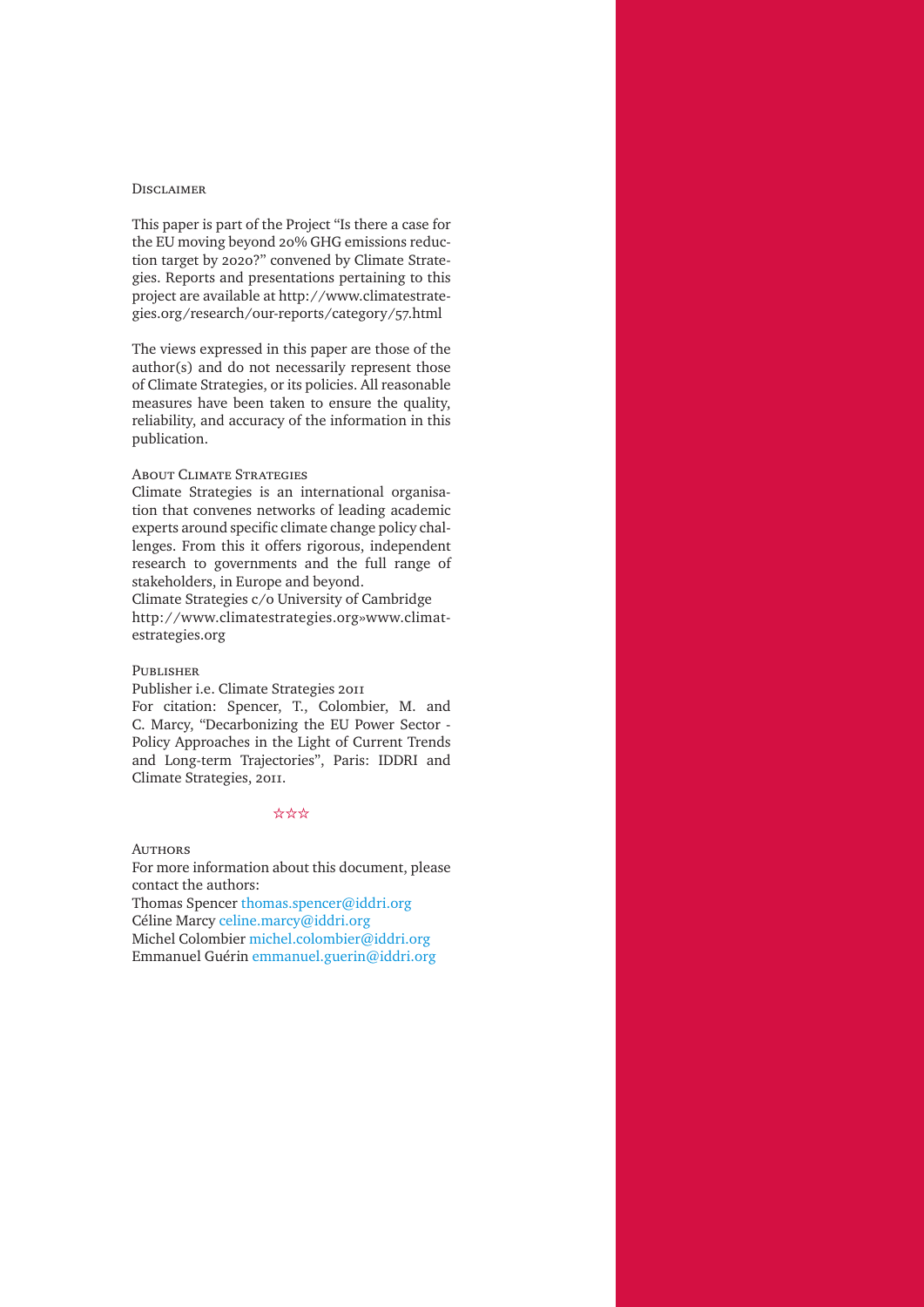### Disclaimer

This paper is part of the Project "Is there a case for the EU moving beyond 20% GHG emissions reduction target by 2020?" convened by Climate Strategies. Reports and presentations pertaining to this project are available at http://www.climatestrategies.org/research/our-reports/category/57.html

The views expressed in this paper are those of the author(s) and do not necessarily represent those of Climate Strategies, or its policies. All reasonable measures have been taken to ensure the quality, reliability, and accuracy of the information in this publication.

### About Climate Strategies

Climate Strategies is an international organisation that convenes networks of leading academic experts around specific climate change policy challenges. From this it offers rigorous, independent research to governments and the full range of stakeholders, in Europe and beyond.
Climate Strategies c/o University of Cambridge
http://www.climatestrategies.org»www.climatestrategies.org

### Publisher

Publisher i.e. Climate Strategies 2011
For citation: Spencer, T., Colombier, M. and C. Marcy, "Decarbonizing the EU Power Sector - Policy Approaches in the Light of Current Trends and Long-term Trajectories", Paris: IDDRI and Climate Strategies, 2011.

☆☆☆

### Authors

For more information about this document, please contact the authors:
Thomas Spencer thomas.spencer@iddri.org
Céline Marcy celine.marcy@iddri.org
Michel Colombier michel.colombier@iddri.org
Emmanuel Guérin emmanuel.guerin@iddri.org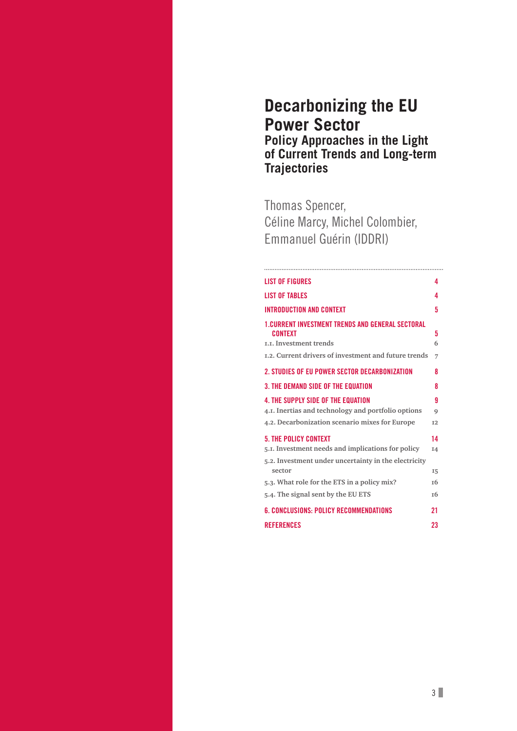# Decarbonizing the EU Power Sector

## Policy Approaches in the Light of Current Trends and Long-term Trajectories

Thomas Spencer,
Céline Marcy, Michel Colombier,
Emmanuel Guérin (IDDRI)

| | |
|---|---|
| LIST OF FIGURES | 4 |
| LIST OF TABLES | 4 |
| INTRODUCTION AND CONTEXT | 5 |
| 1.CURRENT INVESTMENT TRENDS AND GENERAL SECTORAL CONTEXT | 5 |
| 1.1. Investment trends | 6 |
| 1.2. Current drivers of investment and future trends | 7 |
| 2. STUDIES OF EU POWER SECTOR DECARBONIZATION | 8 |
| 3. THE DEMAND SIDE OF THE EQUATION | 8 |
| 4. THE SUPPLY SIDE OF THE EQUATION | 9 |
| 4.1. Inertias and technology and portfolio options | 9 |
| 4.2. Decarbonization scenario mixes for Europe | 12 |
| 5. THE POLICY CONTEXT | 14 |
| 5.1. Investment needs and implications for policy | 14 |
| 5.2. Investment under uncertainty in the electricity sector | 15 |
| 5.3. What role for the ETS in a policy mix? | 16 |
| 5.4. The signal sent by the EU ETS | 16 |
| 6. CONCLUSIONS: POLICY RECOMMENDATIONS | 21 |
| REFERENCES | 23 |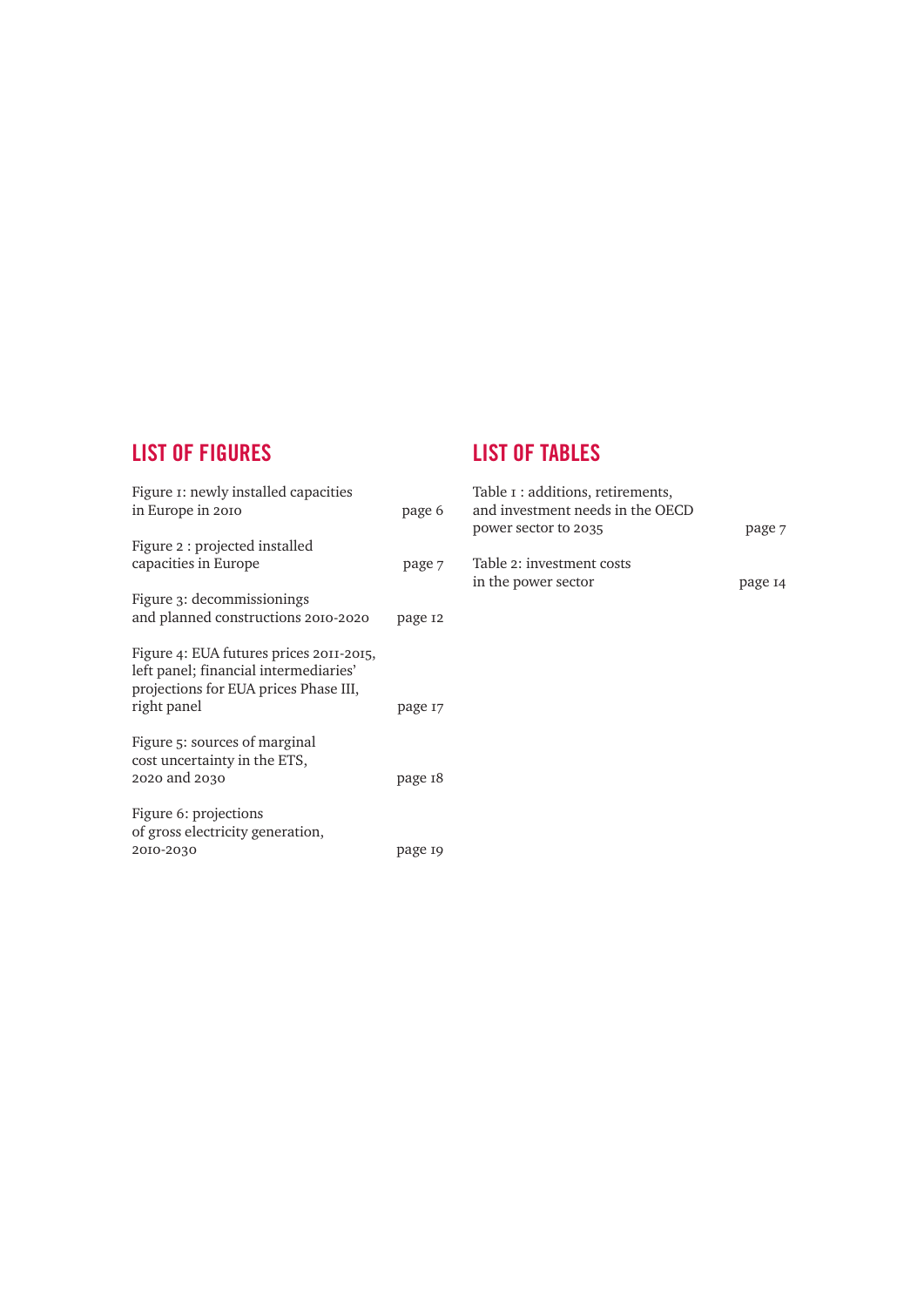## LIST OF FIGURES

Figure 1: newly installed capacities in Europe in 2010 — page 6

Figure 2 : projected installed capacities in Europe — page 7

Figure 3: decommissionings and planned constructions 2010-2020 — page 12

Figure 4: EUA futures prices 2011-2015, left panel; financial intermediaries' projections for EUA prices Phase III, right panel — page 17

Figure 5: sources of marginal cost uncertainty in the ETS, 2020 and 2030 — page 18

Figure 6: projections of gross electricity generation, 2010-2030 — page 19

## LIST OF TABLES

Table 1 : additions, retirements, and investment needs in the OECD power sector to 2035 — page 7

Table 2: investment costs in the power sector — page 14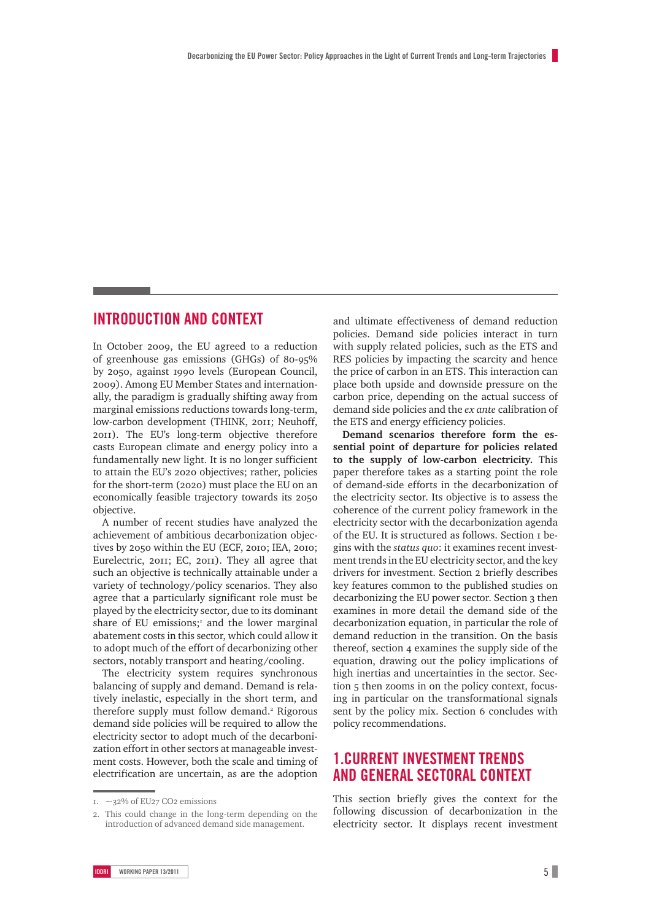# INTRODUCTION AND CONTEXT

In October 2009, the EU agreed to a reduction of greenhouse gas emissions (GHGs) of 80-95% by 2050, against 1990 levels (European Council, 2009). Among EU Member States and internationally, the paradigm is gradually shifting away from marginal emissions reductions towards long-term, low-carbon development (THINK, 2011; Neuhoff, 2011). The EU's long-term objective therefore casts European climate and energy policy into a fundamentally new light. It is no longer sufficient to attain the EU's 2020 objectives; rather, policies for the short-term (2020) must place the EU on an economically feasible trajectory towards its 2050 objective.

A number of recent studies have analyzed the achievement of ambitious decarbonization objectives by 2050 within the EU (ECF, 2010; IEA, 2010; Eurelectric, 2011; EC, 2011). They all agree that such an objective is technically attainable under a variety of technology/policy scenarios. They also agree that a particularly significant role must be played by the electricity sector, due to its dominant share of EU emissions;[1] and the lower marginal abatement costs in this sector, which could allow it to adopt much of the effort of decarbonizing other sectors, notably transport and heating/cooling.

The electricity system requires synchronous balancing of supply and demand. Demand is relatively inelastic, especially in the short term, and therefore supply must follow demand.[2] Rigorous demand side policies will be required to allow the electricity sector to adopt much of the decarbonization effort in other sectors at manageable investment costs. However, both the scale and timing of electrification are uncertain, as are the adoption and ultimate effectiveness of demand reduction policies. Demand side policies interact in turn with supply related policies, such as the ETS and RES policies by impacting the scarcity and hence the price of carbon in an ETS. This interaction can place both upside and downside pressure on the carbon price, depending on the actual success of demand side policies and the *ex ante* calibration of the ETS and energy efficiency policies.

**Demand scenarios therefore form the essential point of departure for policies related to the supply of low-carbon electricity.** This paper therefore takes as a starting point the role of demand-side efforts in the decarbonization of the electricity sector. Its objective is to assess the coherence of the current policy framework in the electricity sector with the decarbonization agenda of the EU. It is structured as follows. Section 1 begins with the *status quo*: it examines recent investment trends in the EU electricity sector, and the key drivers for investment. Section 2 briefly describes key features common to the published studies on decarbonizing the EU power sector. Section 3 then examines in more detail the demand side of the decarbonization equation, in particular the role of demand reduction in the transition. On the basis thereof, section 4 examines the supply side of the equation, drawing out the policy implications of high inertias and uncertainties in the sector. Section 5 then zooms in on the policy context, focusing in particular on the transformational signals sent by the policy mix. Section 6 concludes with policy recommendations.

# 1. CURRENT INVESTMENT TRENDS AND GENERAL SECTORAL CONTEXT

This section briefly gives the context for the following discussion of decarbonization in the electricity sector. It displays recent investment

---

1. ~32% of EU27 $CO_2$ emissions
2. This could change in the long-term depending on the introduction of advanced demand side management.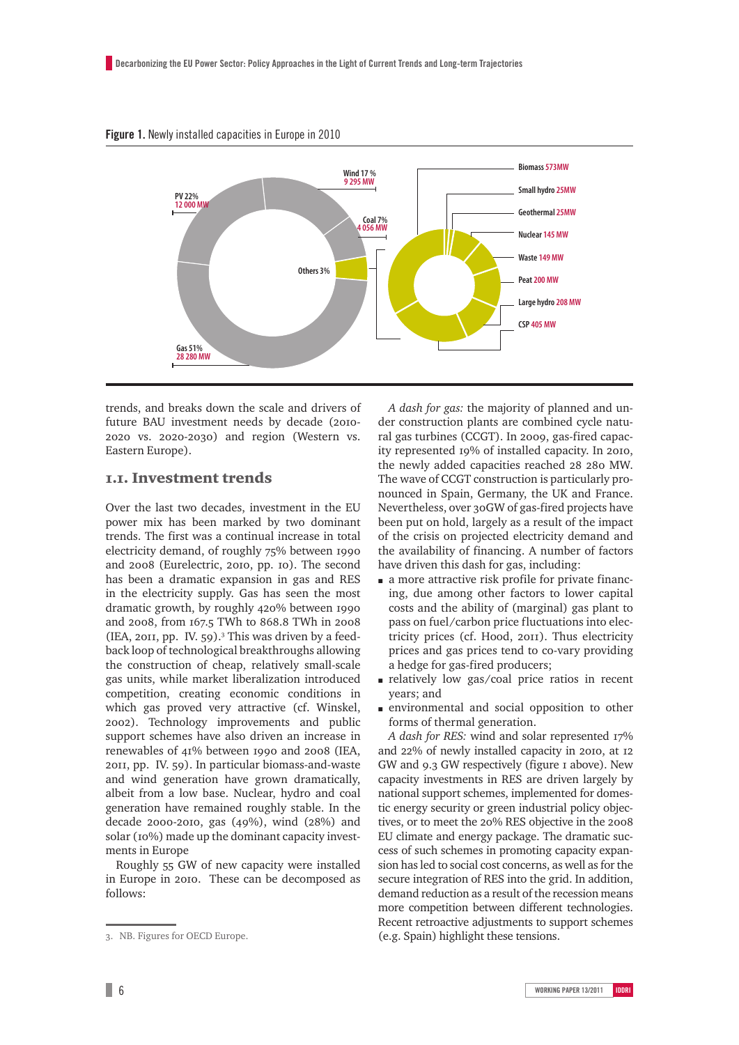**Figure 1.** Newly installed capacities in Europe in 2010

trends, and breaks down the scale and drivers of future BAU investment needs by decade (2010-2020 vs. 2020-2030) and region (Western vs. Eastern Europe).

## 1.1. Investment trends

Over the last two decades, investment in the EU power mix has been marked by two dominant trends. The first was a continual increase in total electricity demand, of roughly 75% between 1990 and 2008 (Eurelectric, 2010, pp. 10). The second has been a dramatic expansion in gas and RES in the electricity supply. Gas has seen the most dramatic growth, by roughly 420% between 1990 and 2008, from 167.5 TWh to 868.8 TWh in 2008 (IEA, 2011, pp. IV. 59).[3] This was driven by a feedback loop of technological breakthroughs allowing the construction of cheap, relatively small-scale gas units, while market liberalization introduced competition, creating economic conditions in which gas proved very attractive (cf. Winskel, 2002). Technology improvements and public support schemes have also driven an increase in renewables of 41% between 1990 and 2008 (IEA, 2011, pp. IV. 59). In particular biomass-and-waste and wind generation have grown dramatically, albeit from a low base. Nuclear, hydro and coal generation have remained roughly stable. In the decade 2000-2010, gas (49%), wind (28%) and solar (10%) made up the dominant capacity investments in Europe

Roughly 55 GW of new capacity were installed in Europe in 2010. These can be decomposed as follows:

*A dash for gas:* the majority of planned and under construction plants are combined cycle natural gas turbines (CCGT). In 2009, gas-fired capacity represented 19% of installed capacity. In 2010, the newly added capacities reached 28 280 MW. The wave of CCGT construction is particularly pronounced in Spain, Germany, the UK and France. Nevertheless, over 30GW of gas-fired projects have been put on hold, largely as a result of the impact of the crisis on projected electricity demand and the availability of financing. A number of factors have driven this dash for gas, including:

- a more attractive risk profile for private financing, due among other factors to lower capital costs and the ability of (marginal) gas plant to pass on fuel/carbon price fluctuations into electricity prices (cf. Hood, 2011). Thus electricity prices and gas prices tend to co-vary providing a hedge for gas-fired producers;
- relatively low gas/coal price ratios in recent years; and
- environmental and social opposition to other forms of thermal generation.

*A dash for RES:* wind and solar represented 17% and 22% of newly installed capacity in 2010, at 12 GW and 9.3 GW respectively (figure 1 above). New capacity investments in RES are driven largely by national support schemes, implemented for domestic energy security or green industrial policy objectives, or to meet the 20% RES objective in the 2008 EU climate and energy package. The dramatic success of such schemes in promoting capacity expansion has led to social cost concerns, as well as for the secure integration of RES into the grid. In addition, demand reduction as a result of the recession means more competition between different technologies. Recent retroactive adjustments to support schemes (e.g. Spain) highlight these tensions.

---

3. NB. Figures for OECD Europe.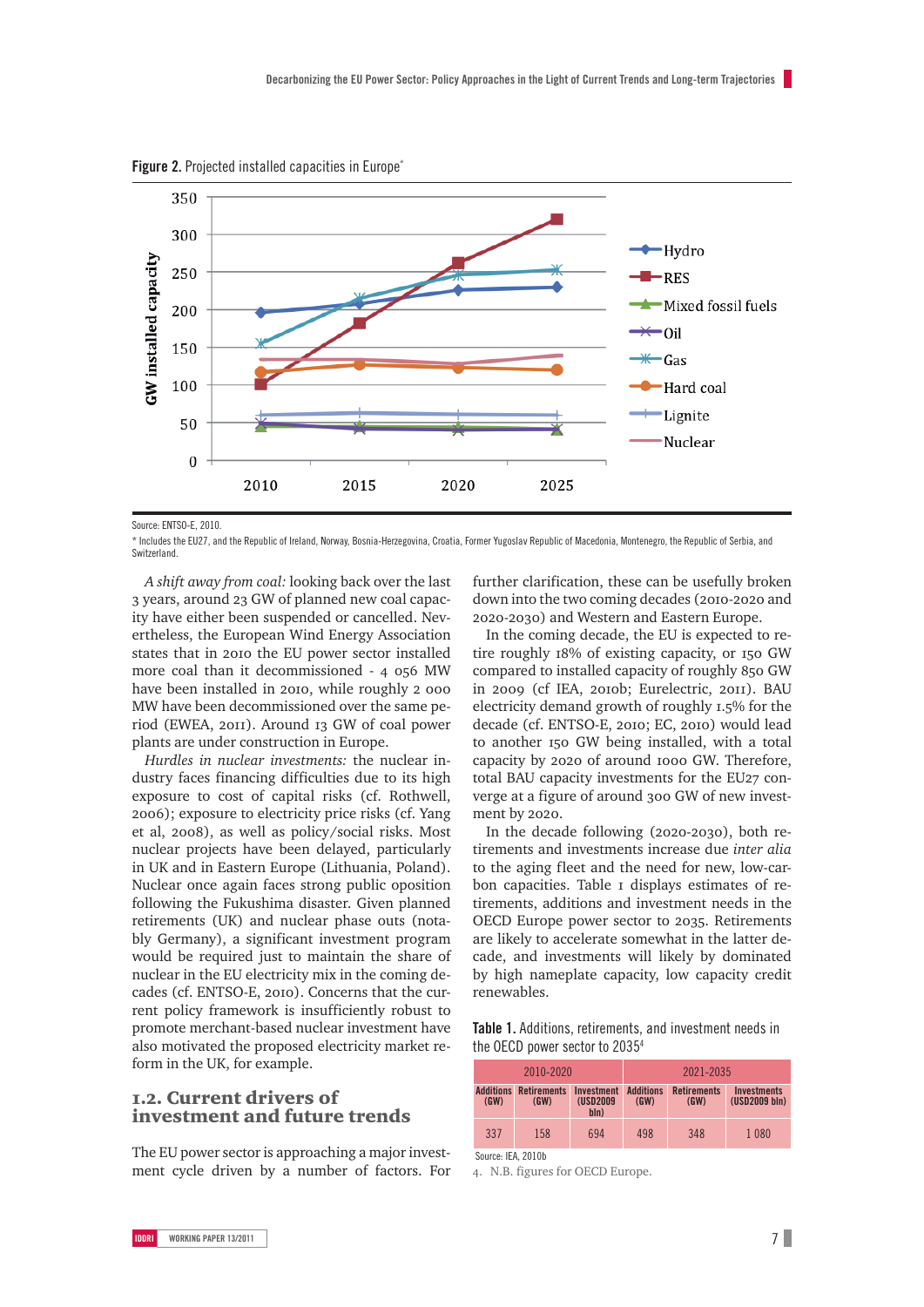**Figure 2.** Projected installed capacities in Europe*

Source: ENTSO-E, 2010.

* Includes the EU27, and the Republic of Ireland, Norway, Bosnia-Herzegovina, Croatia, Former Yugoslav Republic of Macedonia, Montenegro, the Republic of Serbia, and Switzerland.

*A shift away from coal:* looking back over the last 3 years, around 23 GW of planned new coal capacity have either been suspended or cancelled. Nevertheless, the European Wind Energy Association states that in 2010 the EU power sector installed more coal than it decommissioned - 4 056 MW have been installed in 2010, while roughly 2 000 MW have been decommissioned over the same period (EWEA, 2011). Around 13 GW of coal power plants are under construction in Europe.

*Hurdles in nuclear investments:* the nuclear industry faces financing difficulties due to its high exposure to cost of capital risks (cf. Rothwell, 2006); exposure to electricity price risks (cf. Yang et al, 2008), as well as policy/social risks. Most nuclear projects have been delayed, particularly in UK and in Eastern Europe (Lithuania, Poland). Nuclear once again faces strong public oposition following the Fukushima disaster. Given planned retirements (UK) and nuclear phase outs (notably Germany), a significant investment program would be required just to maintain the share of nuclear in the EU electricity mix in the coming decades (cf. ENTSO-E, 2010). Concerns that the current policy framework is insufficiently robust to promote merchant-based nuclear investment have also motivated the proposed electricity market reform in the UK, for example.

## 1.2. Current drivers of investment and future trends

The EU power sector is approaching a major investment cycle driven by a number of factors. For further clarification, these can be usefully broken down into the two coming decades (2010-2020 and 2020-2030) and Western and Eastern Europe.

In the coming decade, the EU is expected to retire roughly 18% of existing capacity, or 150 GW compared to installed capacity of roughly 850 GW in 2009 (cf IEA, 2010b; Eurelectric, 2011). BAU electricity demand growth of roughly 1.5% for the decade (cf. ENTSO-E, 2010; EC, 2010) would lead to another 150 GW being installed, with a total capacity by 2020 of around 1000 GW. Therefore, total BAU capacity investments for the EU27 converge at a figure of around 300 GW of new investment by 2020.

In the decade following (2020-2030), both retirements and investments increase due *inter alia* to the aging fleet and the need for new, low-carbon capacities. Table 1 displays estimates of retirements, additions and investment needs in the OECD Europe power sector to 2035. Retirements are likely to accelerate somewhat in the latter decade, and investments will likely by dominated by high nameplate capacity, low capacity credit renewables.

**Table 1.** Additions, retirements, and investment needs in the OECD power sector to 2035[4]

| 2010-2020 | | | 2021-2035 | | |
|---|---|---|---|---|---|
| Additions (GW) | Retirements (GW) | Investment (USD2009 bln) | Additions (GW) | Retirements (GW) | Investments (USD2009 bln) |
| 337 | 158 | 694 | 498 | 348 | 1 080 |

Source: IEA, 2010b

4. N.B. figures for OECD Europe.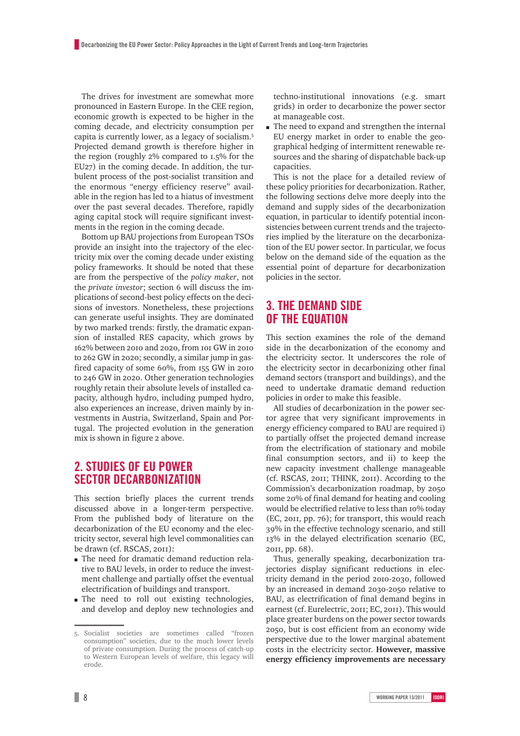The drives for investment are somewhat more pronounced in Eastern Europe. In the CEE region, economic growth is expected to be higher in the coming decade, and electricity consumption per capita is currently lower, as a legacy of socialism.[5] Projected demand growth is therefore higher in the region (roughly 2% compared to 1.5% for the EU27) in the coming decade. In addition, the turbulent process of the post-socialist transition and the enormous "energy efficiency reserve" available in the region has led to a hiatus of investment over the past several decades. Therefore, rapidly aging capital stock will require significant investments in the region in the coming decade.

Bottom up BAU projections from European TSOs provide an insight into the trajectory of the electricity mix over the coming decade under existing policy frameworks. It should be noted that these are from the perspective of the *policy maker*, not the *private investor*; section 6 will discuss the implications of second-best policy effects on the decisions of investors. Nonetheless, these projections can generate useful insights. They are dominated by two marked trends: firstly, the dramatic expansion of installed RES capacity, which grows by 162% between 2010 and 2020, from 101 GW in 2010 to 262 GW in 2020; secondly, a similar jump in gas-fired capacity of some 60%, from 155 GW in 2010 to 246 GW in 2020. Other generation technologies roughly retain their absolute levels of installed capacity, although hydro, including pumped hydro, also experiences an increase, driven mainly by investments in Austria, Switzerland, Spain and Portugal. The projected evolution in the generation mix is shown in figure 2 above.

## 2. STUDIES OF EU POWER SECTOR DECARBONIZATION

This section briefly places the current trends discussed above in a longer-term perspective. From the published body of literature on the decarbonization of the EU economy and the electricity sector, several high level commonalities can be drawn (cf. RSCAS, 2011):

- The need for dramatic demand reduction relative to BAU levels, in order to reduce the investment challenge and partially offset the eventual electrification of buildings and transport.
- The need to roll out existing technologies, and develop and deploy new technologies and techno-institutional innovations (e.g. smart grids) in order to decarbonize the power sector at manageable cost.
- The need to expand and strengthen the internal EU energy market in order to enable the geographical hedging of intermittent renewable resources and the sharing of dispatchable back-up capacities.

This is not the place for a detailed review of these policy priorities for decarbonization. Rather, the following sections delve more deeply into the demand and supply sides of the decarbonization equation, in particular to identify potential inconsistencies between current trends and the trajectories implied by the literature on the decarbonization of the EU power sector. In particular, we focus below on the demand side of the equation as the essential point of departure for decarbonization policies in the sector.

## 3. THE DEMAND SIDE OF THE EQUATION

This section examines the role of the demand side in the decarbonization of the economy and the electricity sector. It underscores the role of the electricity sector in decarbonizing other final demand sectors (transport and buildings), and the need to undertake dramatic demand reduction policies in order to make this feasible.

All studies of decarbonization in the power sector agree that very significant improvements in energy efficiency compared to BAU are required i) to partially offset the projected demand increase from the electrification of stationary and mobile final consumption sectors, and ii) to keep the new capacity investment challenge manageable (cf. RSCAS, 2011; THINK, 2011). According to the Commission's decarbonization roadmap, by 2050 some 20% of final demand for heating and cooling would be electrified relative to less than 10% today (EC, 2011, pp. 76); for transport, this would reach 39% in the effective technology scenario, and still 13% in the delayed electrification scenario (EC, 2011, pp. 68).

Thus, generally speaking, decarbonization trajectories display significant reductions in electricity demand in the period 2010-2030, followed by an increased in demand 2030-2050 relative to BAU, as electrification of final demand begins in earnest (cf. Eurelectric, 2011; EC, 2011). This would place greater burdens on the power sector towards 2050, but is cost efficient from an economy wide perspective due to the lower marginal abatement costs in the electricity sector. **However, massive energy efficiency improvements are necessary**

5. Socialist societies are sometimes called "frozen consumption" societies, due to the much lower levels of private consumption. During the process of catch-up to Western European levels of welfare, this legacy will erode.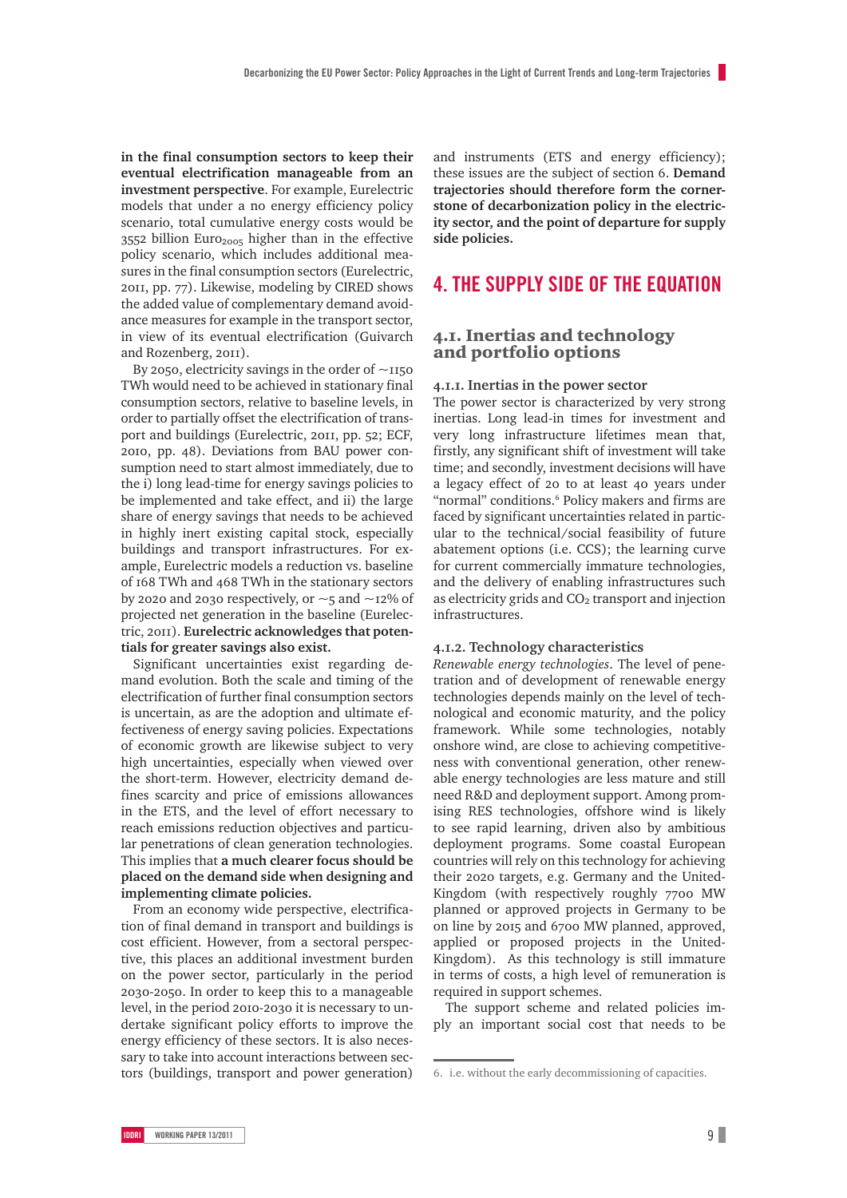**in the final consumption sectors to keep their eventual electrification manageable from an investment perspective**. For example, Eurelectric models that under a no energy efficiency policy scenario, total cumulative energy costs would be 3552 billion $Euro_{2005}$ higher than in the effective policy scenario, which includes additional measures in the final consumption sectors (Eurelectric, 2011, pp. 77). Likewise, modeling by CIRED shows the added value of complementary demand avoidance measures for example in the transport sector, in view of its eventual electrification (Guivarch and Rozenberg, 2011).

By 2050, electricity savings in the order of ~1150 TWh would need to be achieved in stationary final consumption sectors, relative to baseline levels, in order to partially offset the electrification of transport and buildings (Eurelectric, 2011, pp. 52; ECF, 2010, pp. 48). Deviations from BAU power consumption need to start almost immediately, due to the i) long lead-time for energy savings policies to be implemented and take effect, and ii) the large share of energy savings that needs to be achieved in highly inert existing capital stock, especially buildings and transport infrastructures. For example, Eurelectric models a reduction vs. baseline of 168 TWh and 468 TWh in the stationary sectors by 2020 and 2030 respectively, or ~5 and ~12% of projected net generation in the baseline (Eurelectric, 2011). **Eurelectric acknowledges that potentials for greater savings also exist.**

Significant uncertainties exist regarding demand evolution. Both the scale and timing of the electrification of further final consumption sectors is uncertain, as are the adoption and ultimate effectiveness of energy saving policies. Expectations of economic growth are likewise subject to very high uncertainties, especially when viewed over the short-term. However, electricity demand defines scarcity and price of emissions allowances in the ETS, and the level of effort necessary to reach emissions reduction objectives and particular penetrations of clean generation technologies. This implies that **a much clearer focus should be placed on the demand side when designing and implementing climate policies.**

From an economy wide perspective, electrification of final demand in transport and buildings is cost efficient. However, from a sectoral perspective, this places an additional investment burden on the power sector, particularly in the period 2030-2050. In order to keep this to a manageable level, in the period 2010-2030 it is necessary to undertake significant policy efforts to improve the energy efficiency of these sectors. It is also necessary to take into account interactions between sectors (buildings, transport and power generation) and instruments (ETS and energy efficiency); these issues are the subject of section 6. **Demand trajectories should therefore form the cornerstone of decarbonization policy in the electricity sector, and the point of departure for supply side policies.**

# 4. THE SUPPLY SIDE OF THE EQUATION

## 4.1. Inertias and technology and portfolio options

### 4.1.1. Inertias in the power sector

The power sector is characterized by very strong inertias. Long lead-in times for investment and very long infrastructure lifetimes mean that, firstly, any significant shift of investment will take time; and secondly, investment decisions will have a legacy effect of 20 to at least 40 years under "normal" conditions.[6] Policy makers and firms are faced by significant uncertainties related in particular to the technical/social feasibility of future abatement options (i.e. CCS); the learning curve for current commercially immature technologies, and the delivery of enabling infrastructures such as electricity grids and $CO_2$ transport and injection infrastructures.

### 4.1.2. Technology characteristics

*Renewable energy technologies*. The level of penetration and of development of renewable energy technologies depends mainly on the level of technological and economic maturity, and the policy framework. While some technologies, notably onshore wind, are close to achieving competitiveness with conventional generation, other renewable energy technologies are less mature and still need R&D and deployment support. Among promising RES technologies, offshore wind is likely to see rapid learning, driven also by ambitious deployment programs. Some coastal European countries will rely on this technology for achieving their 2020 targets, e.g. Germany and the United-Kingdom (with respectively roughly 7700 MW planned or approved projects in Germany to be on line by 2015 and 6700 MW planned, approved, applied or proposed projects in the United-Kingdom). As this technology is still immature in terms of costs, a high level of remuneration is required in support schemes.

The support scheme and related policies imply an important social cost that needs to be

6. i.e. without the early decommissioning of capacities.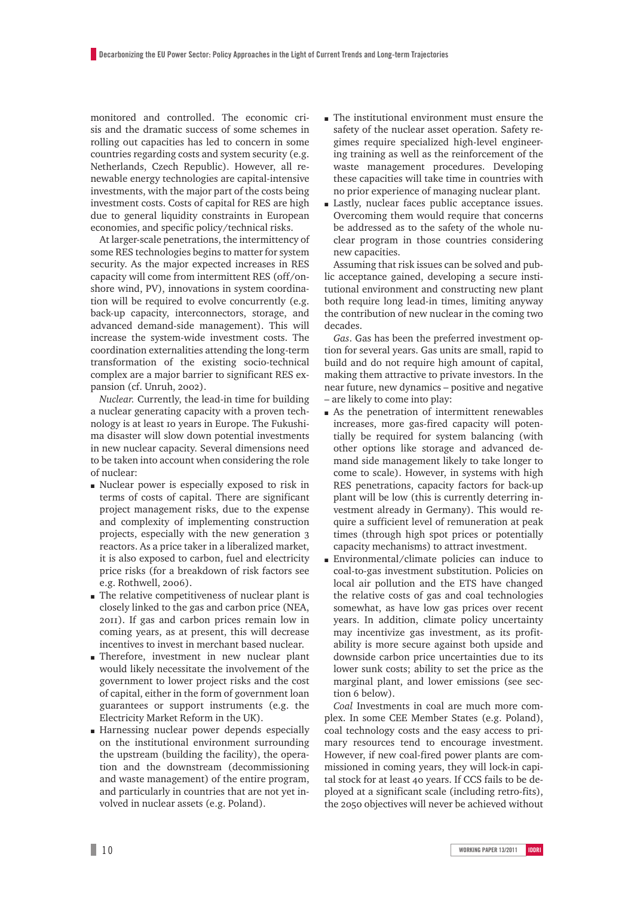monitored and controlled. The economic crisis and the dramatic success of some schemes in rolling out capacities has led to concern in some countries regarding costs and system security (e.g. Netherlands, Czech Republic). However, all renewable energy technologies are capital-intensive investments, with the major part of the costs being investment costs. Costs of capital for RES are high due to general liquidity constraints in European economies, and specific policy/technical risks.

At larger-scale penetrations, the intermittency of some RES technologies begins to matter for system security. As the major expected increases in RES capacity will come from intermittent RES (off/onshore wind, PV), innovations in system coordination will be required to evolve concurrently (e.g. back-up capacity, interconnectors, storage, and advanced demand-side management). This will increase the system-wide investment costs. The coordination externalities attending the long-term transformation of the existing socio-technical complex are a major barrier to significant RES expansion (cf. Unruh, 2002).

*Nuclear.* Currently, the lead-in time for building a nuclear generating capacity with a proven technology is at least 10 years in Europe. The Fukushima disaster will slow down potential investments in new nuclear capacity. Several dimensions need to be taken into account when considering the role of nuclear:

- Nuclear power is especially exposed to risk in terms of costs of capital. There are significant project management risks, due to the expense and complexity of implementing construction projects, especially with the new generation 3 reactors. As a price taker in a liberalized market, it is also exposed to carbon, fuel and electricity price risks (for a breakdown of risk factors see e.g. Rothwell, 2006).
- The relative competitiveness of nuclear plant is closely linked to the gas and carbon price (NEA, 2011). If gas and carbon prices remain low in coming years, as at present, this will decrease incentives to invest in merchant based nuclear.
- Therefore, investment in new nuclear plant would likely necessitate the involvement of the government to lower project risks and the cost of capital, either in the form of government loan guarantees or support instruments (e.g. the Electricity Market Reform in the UK).
- Harnessing nuclear power depends especially on the institutional environment surrounding the upstream (building the facility), the operation and the downstream (decommissioning and waste management) of the entire program, and particularly in countries that are not yet involved in nuclear assets (e.g. Poland).
- The institutional environment must ensure the safety of the nuclear asset operation. Safety regimes require specialized high-level engineering training as well as the reinforcement of the waste management procedures. Developing these capacities will take time in countries with no prior experience of managing nuclear plant.
- Lastly, nuclear faces public acceptance issues. Overcoming them would require that concerns be addressed as to the safety of the whole nuclear program in those countries considering new capacities.

Assuming that risk issues can be solved and public acceptance gained, developing a secure institutional environment and constructing new plant both require long lead-in times, limiting anyway the contribution of new nuclear in the coming two decades.

*Gas*. Gas has been the preferred investment option for several years. Gas units are small, rapid to build and do not require high amount of capital, making them attractive to private investors. In the near future, new dynamics – positive and negative – are likely to come into play:

- As the penetration of intermittent renewables increases, more gas-fired capacity will potentially be required for system balancing (with other options like storage and advanced demand side management likely to take longer to come to scale). However, in systems with high RES penetrations, capacity factors for back-up plant will be low (this is currently deterring investment already in Germany). This would require a sufficient level of remuneration at peak times (through high spot prices or potentially capacity mechanisms) to attract investment.
- Environmental/climate policies can induce to coal-to-gas investment substitution. Policies on local air pollution and the ETS have changed the relative costs of gas and coal technologies somewhat, as have low gas prices over recent years. In addition, climate policy uncertainty may incentivize gas investment, as its profitability is more secure against both upside and downside carbon price uncertainties due to its lower sunk costs; ability to set the price as the marginal plant, and lower emissions (see section 6 below).

*Coal* Investments in coal are much more complex. In some CEE Member States (e.g. Poland), coal technology costs and the easy access to primary resources tend to encourage investment. However, if new coal-fired power plants are commissioned in coming years, they will lock-in capital stock for at least 40 years. If CCS fails to be deployed at a significant scale (including retro-fits), the 2050 objectives will never be achieved without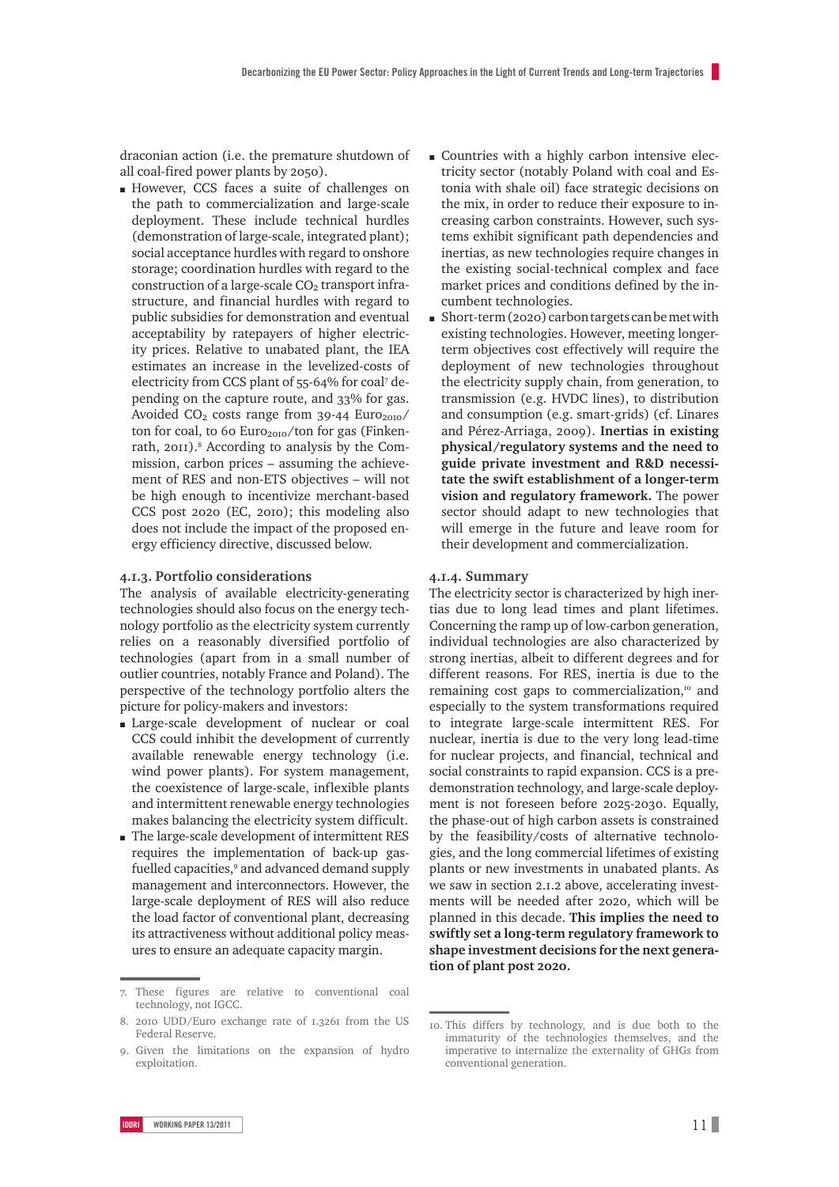draconian action (i.e. the premature shutdown of all coal-fired power plants by 2050).

- However, CCS faces a suite of challenges on the path to commercialization and large-scale deployment. These include technical hurdles (demonstration of large-scale, integrated plant); social acceptance hurdles with regard to onshore storage; coordination hurdles with regard to the construction of a large-scale $CO_2$ transport infrastructure, and financial hurdles with regard to public subsidies for demonstration and eventual acceptability by ratepayers of higher electricity prices. Relative to unabated plant, the IEA estimates an increase in the levelized-costs of electricity from CCS plant of 55-64% for coal[7] depending on the capture route, and 33% for gas. Avoided $CO_2$ costs range from 39-44 $Euro_{2010}$/ton for coal, to 60 $Euro_{2010}$/ton for gas (Finkenrath, 2011).[8] According to analysis by the Commission, carbon prices – assuming the achievement of RES and non-ETS objectives – will not be high enough to incentivize merchant-based CCS post 2020 (EC, 2010); this modeling also does not include the impact of the proposed energy efficiency directive, discussed below.

### 4.1.3. Portfolio considerations

The analysis of available electricity-generating technologies should also focus on the energy technology portfolio as the electricity system currently relies on a reasonably diversified portfolio of technologies (apart from in a small number of outlier countries, notably France and Poland). The perspective of the technology portfolio alters the picture for policy-makers and investors:

- Large-scale development of nuclear or coal CCS could inhibit the development of currently available renewable energy technology (i.e. wind power plants). For system management, the coexistence of large-scale, inflexible plants and intermittent renewable energy technologies makes balancing the electricity system difficult.
- The large-scale development of intermittent RES requires the implementation of back-up gas-fuelled capacities,[9] and advanced demand supply management and interconnectors. However, the large-scale deployment of RES will also reduce the load factor of conventional plant, decreasing its attractiveness without additional policy measures to ensure an adequate capacity margin.
- Countries with a highly carbon intensive electricity sector (notably Poland with coal and Estonia with shale oil) face strategic decisions on the mix, in order to reduce their exposure to increasing carbon constraints. However, such systems exhibit significant path dependencies and inertias, as new technologies require changes in the existing social-technical complex and face market prices and conditions defined by the incumbent technologies.
- Short-term (2020) carbon targets can be met with existing technologies. However, meeting longer-term objectives cost effectively will require the deployment of new technologies throughout the electricity supply chain, from generation, to transmission (e.g. HVDC lines), to distribution and consumption (e.g. smart-grids) (cf. Linares and Pérez-Arriaga, 2009). **Inertias in existing physical/regulatory systems and the need to guide private investment and R&D necessitate the swift establishment of a longer-term vision and regulatory framework.** The power sector should adapt to new technologies that will emerge in the future and leave room for their development and commercialization.

### 4.1.4. Summary

The electricity sector is characterized by high inertias due to long lead times and plant lifetimes. Concerning the ramp up of low-carbon generation, individual technologies are also characterized by strong inertias, albeit to different degrees and for different reasons. For RES, inertia is due to the remaining cost gaps to commercialization,[10] and especially to the system transformations required to integrate large-scale intermittent RES. For nuclear, inertia is due to the very long lead-time for nuclear projects, and financial, technical and social constraints to rapid expansion. CCS is a pre-demonstration technology, and large-scale deployment is not foreseen before 2025-2030. Equally, the phase-out of high carbon assets is constrained by the feasibility/costs of alternative technologies, and the long commercial lifetimes of existing plants or new investments in unabated plants. As we saw in section 2.1.2 above, accelerating investments will be needed after 2020, which will be planned in this decade. **This implies the need to swiftly set a long-term regulatory framework to shape investment decisions for the next generation of plant post 2020.**

---

7. These figures are relative to conventional coal technology, not IGCC.
8. 2010 UDD/Euro exchange rate of 1.3261 from the US Federal Reserve.
9. Given the limitations on the expansion of hydro exploitation.
10. This differs by technology, and is due both to the immaturity of the technologies themselves, and the imperative to internalize the externality of GHGs from conventional generation.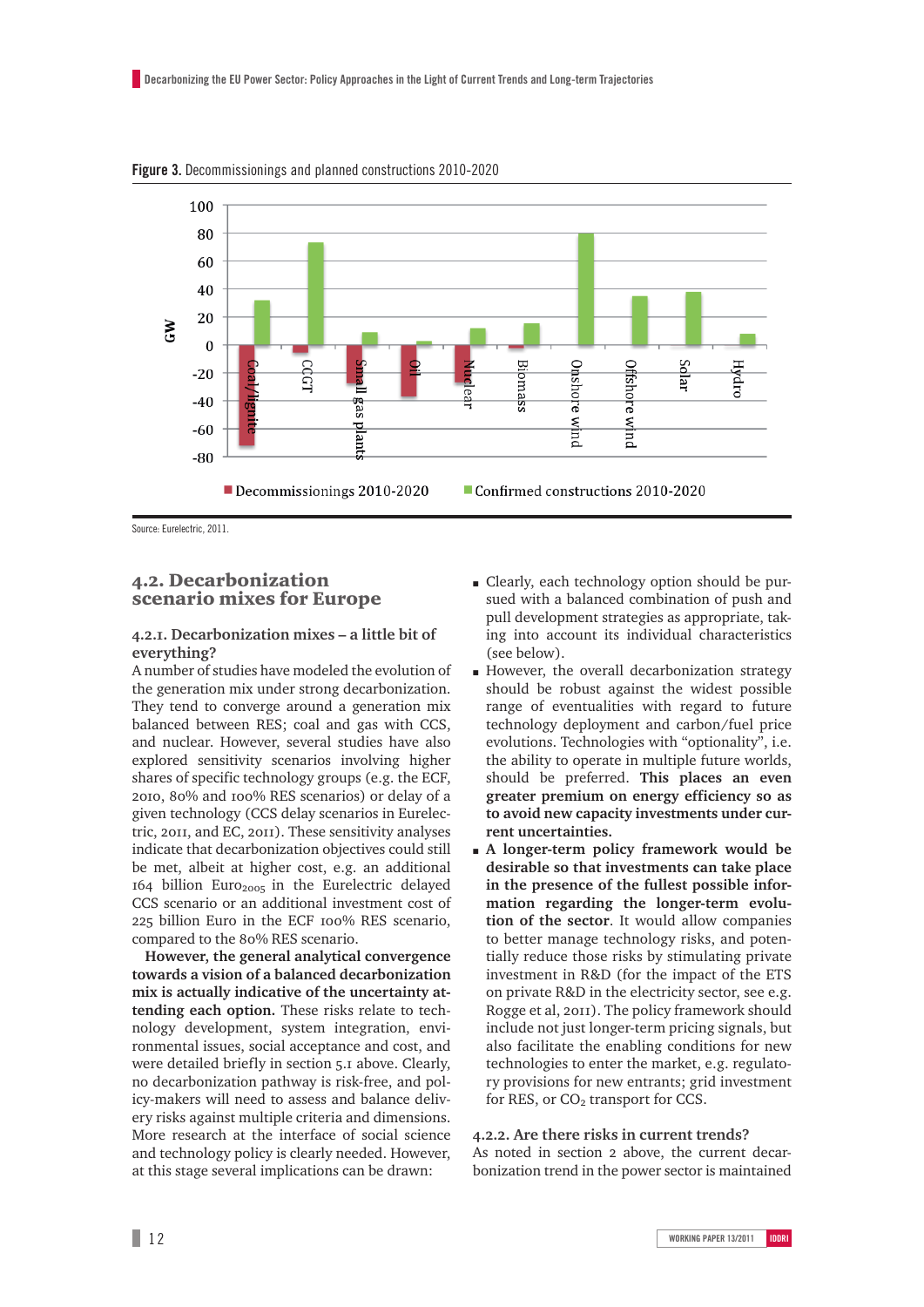**Figure 3.** Decommissionings and planned constructions 2010-2020

Source: Eurelectric, 2011.

## 4.2. Decarbonization scenario mixes for Europe

### 4.2.1. Decarbonization mixes – a little bit of everything?

A number of studies have modeled the evolution of the generation mix under strong decarbonization. They tend to converge around a generation mix balanced between RES; coal and gas with CCS, and nuclear. However, several studies have also explored sensitivity scenarios involving higher shares of specific technology groups (e.g. the ECF, 2010, 80% and 100% RES scenarios) or delay of a given technology (CCS delay scenarios in Eurelectric, 2011, and EC, 2011). These sensitivity analyses indicate that decarbonization objectives could still be met, albeit at higher cost, e.g. an additional 164 billion $Euro_{2005}$ in the Eurelectric delayed CCS scenario or an additional investment cost of 225 billion Euro in the ECF 100% RES scenario, compared to the 80% RES scenario.

**However, the general analytical convergence towards a vision of a balanced decarbonization mix is actually indicative of the uncertainty attending each option.** These risks relate to technology development, system integration, environmental issues, social acceptance and cost, and were detailed briefly in section 5.1 above. Clearly, no decarbonization pathway is risk-free, and policy-makers will need to assess and balance delivery risks against multiple criteria and dimensions. More research at the interface of social science and technology policy is clearly needed. However, at this stage several implications can be drawn:

- Clearly, each technology option should be pursued with a balanced combination of push and pull development strategies as appropriate, taking into account its individual characteristics (see below).
- However, the overall decarbonization strategy should be robust against the widest possible range of eventualities with regard to future technology deployment and carbon/fuel price evolutions. Technologies with "optionality", i.e. the ability to operate in multiple future worlds, should be preferred. **This places an even greater premium on energy efficiency so as to avoid new capacity investments under current uncertainties.**
- **A longer-term policy framework would be desirable so that investments can take place in the presence of the fullest possible information regarding the longer-term evolution of the sector.** It would allow companies to better manage technology risks, and potentially reduce those risks by stimulating private investment in R&D (for the impact of the ETS on private R&D in the electricity sector, see e.g. Rogge et al, 2011). The policy framework should include not just longer-term pricing signals, but also facilitate the enabling conditions for new technologies to enter the market, e.g. regulatory provisions for new entrants; grid investment for RES, or $CO_2$ transport for CCS.

### 4.2.2. Are there risks in current trends?

As noted in section 2 above, the current decarbonization trend in the power sector is maintained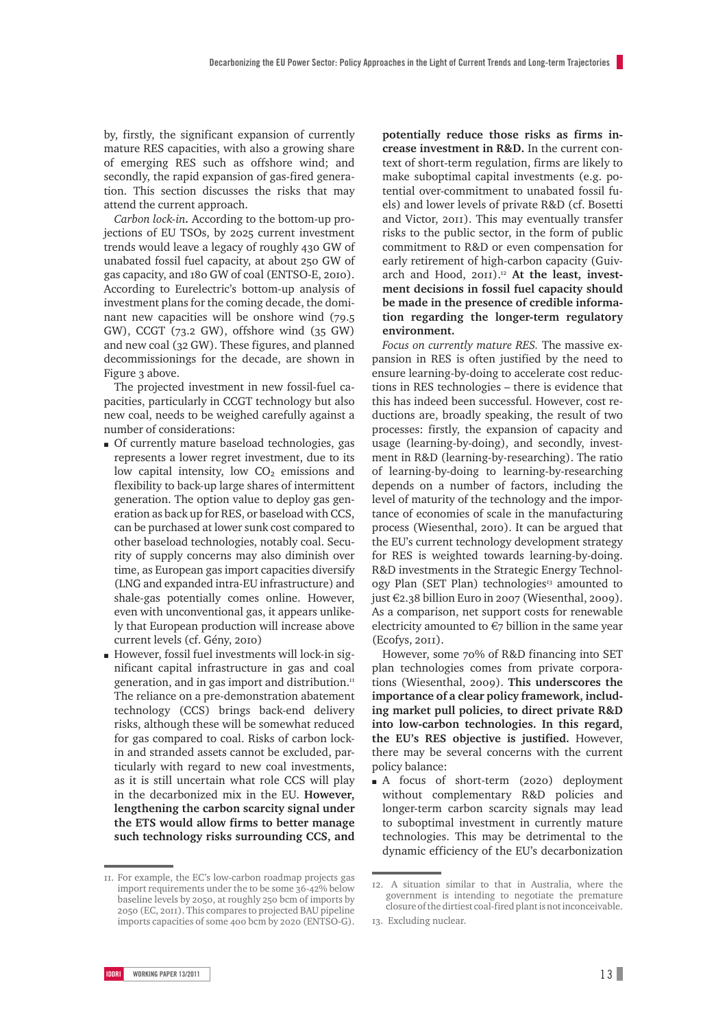by, firstly, the significant expansion of currently mature RES capacities, with also a growing share of emerging RES such as offshore wind; and secondly, the rapid expansion of gas-fired generation. This section discusses the risks that may attend the current approach.

*Carbon lock-in.* According to the bottom-up projections of EU TSOs, by 2025 current investment trends would leave a legacy of roughly 430 GW of unabated fossil fuel capacity, at about 250 GW of gas capacity, and 180 GW of coal (ENTSO-E, 2010). According to Eurelectric's bottom-up analysis of investment plans for the coming decade, the dominant new capacities will be onshore wind (79.5 GW), CCGT (73.2 GW), offshore wind (35 GW) and new coal (32 GW). These figures, and planned decommissionings for the decade, are shown in Figure 3 above.

The projected investment in new fossil-fuel capacities, particularly in CCGT technology but also new coal, needs to be weighed carefully against a number of considerations:

- Of currently mature baseload technologies, gas represents a lower regret investment, due to its low capital intensity, low $CO_2$ emissions and flexibility to back-up large shares of intermittent generation. The option value to deploy gas generation as back up for RES, or baseload with CCS, can be purchased at lower sunk cost compared to other baseload technologies, notably coal. Security of supply concerns may also diminish over time, as European gas import capacities diversify (LNG and expanded intra-EU infrastructure) and shale-gas potentially comes online. However, even with unconventional gas, it appears unlikely that European production will increase above current levels (cf. Gény, 2010)
- However, fossil fuel investments will lock-in significant capital infrastructure in gas and coal generation, and in gas import and distribution.[11] The reliance on a pre-demonstration abatement technology (CCS) brings back-end delivery risks, although these will be somewhat reduced for gas compared to coal. Risks of carbon lock-in and stranded assets cannot be excluded, particularly with regard to new coal investments, as it is still uncertain what role CCS will play in the decarbonized mix in the EU. **However, lengthening the carbon scarcity signal under the ETS would allow firms to better manage such technology risks surrounding CCS, and potentially reduce those risks as firms increase investment in R&D.** In the current context of short-term regulation, firms are likely to make suboptimal capital investments (e.g. potential over-commitment to unabated fossil fuels) and lower levels of private R&D (cf. Bosetti and Victor, 2011). This may eventually transfer risks to the public sector, in the form of public commitment to R&D or even compensation for early retirement of high-carbon capacity (Guivarch and Hood, 2011).[12] **At the least, investment decisions in fossil fuel capacity should be made in the presence of credible information regarding the longer-term regulatory environment.**

*Focus on currently mature RES.* The massive expansion in RES is often justified by the need to ensure learning-by-doing to accelerate cost reductions in RES technologies – there is evidence that this has indeed been successful. However, cost reductions are, broadly speaking, the result of two processes: firstly, the expansion of capacity and usage (learning-by-doing), and secondly, investment in R&D (learning-by-researching). The ratio of learning-by-doing to learning-by-researching depends on a number of factors, including the level of maturity of the technology and the importance of economies of scale in the manufacturing process (Wiesenthal, 2010). It can be argued that the EU's current technology development strategy for RES is weighted towards learning-by-doing. R&D investments in the Strategic Energy Technology Plan (SET Plan) technologies[13] amounted to just €2.38 billion Euro in 2007 (Wiesenthal, 2009). As a comparison, net support costs for renewable electricity amounted to €7 billion in the same year (Ecofys, 2011).

However, some 70% of R&D financing into SET plan technologies comes from private corporations (Wiesenthal, 2009). **This underscores the importance of a clear policy framework, including market pull policies, to direct private R&D into low-carbon technologies. In this regard, the EU's RES objective is justified.** However, there may be several concerns with the current policy balance:

- A focus of short-term (2020) deployment without complementary R&D policies and longer-term carbon scarcity signals may lead to suboptimal investment in currently mature technologies. This may be detrimental to the dynamic efficiency of the EU's decarbonization

11. For example, the EC's low-carbon roadmap projects gas import requirements under the to be some 36-42% below baseline levels by 2050, at roughly 250 bcm of imports by 2050 (EC, 2011). This compares to projected BAU pipeline imports capacities of some 400 bcm by 2020 (ENTSO-G).

12. A situation similar to that in Australia, where the government is intending to negotiate the premature closure of the dirtiest coal-fired plant is not inconceivable.

13. Excluding nuclear.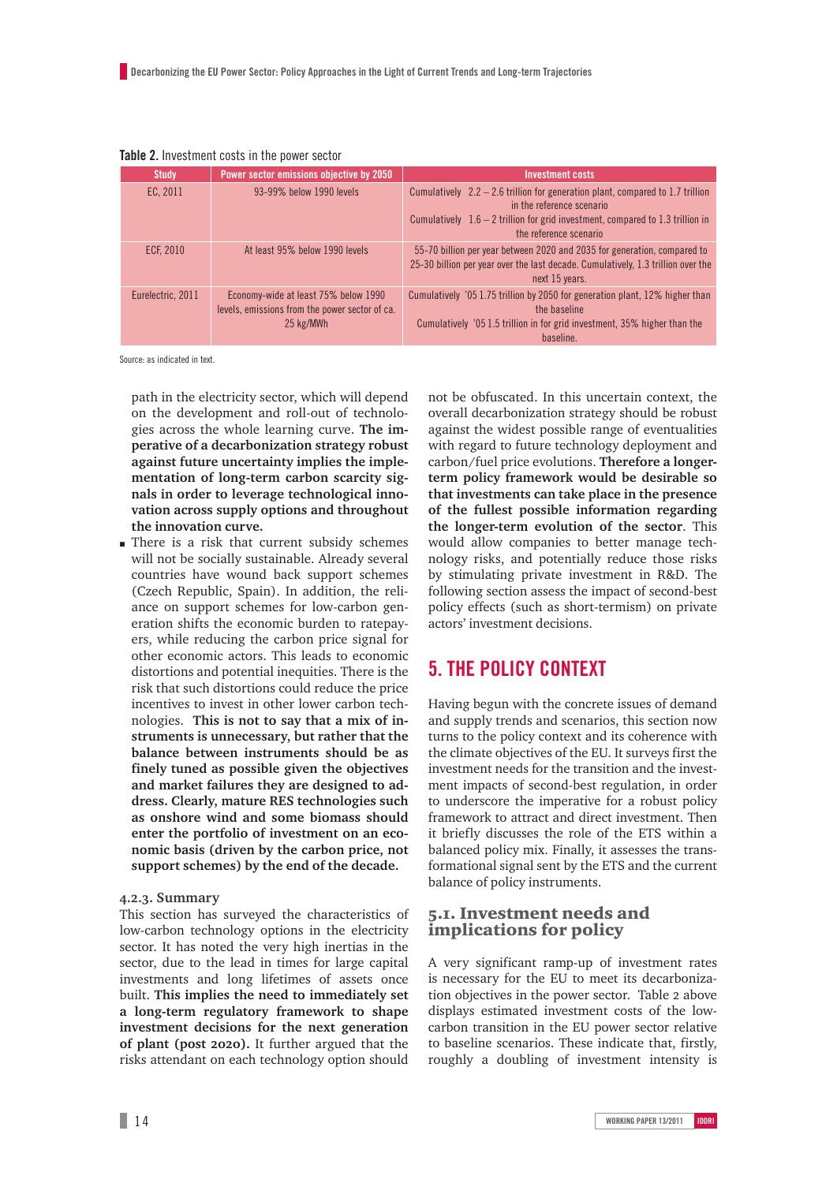**Table 2.** Investment costs in the power sector

| Study | Power sector emissions objective by 2050 | Investment costs |
|---|---|---|
| EC, 2011 | 93-99% below 1990 levels | Cumulatively 2.2 – 2.6 trillion for generation plant, compared to 1.7 trillion in the reference scenario<br>Cumulatively 1.6 – 2 trillion for grid investment, compared to 1.3 trillion in the reference scenario |
| ECF, 2010 | At least 95% below 1990 levels | 55-70 billion per year between 2020 and 2035 for generation, compared to 25-30 billion per year over the last decade. Cumulatively, 1.3 trillion over the next 15 years. |
| Eurelectric, 2011 | Economy-wide at least 75% below 1990 levels, emissions from the power sector of ca. 25 kg/MWh | Cumulatively '05 1.75 trillion by 2050 for generation plant, 12% higher than the baseline<br>Cumulatively '05 1.5 trillion in for grid investment, 35% higher than the baseline. |

Source: as indicated in text.

path in the electricity sector, which will depend on the development and roll-out of technologies across the whole learning curve. **The imperative of a decarbonization strategy robust against future uncertainty implies the implementation of long-term carbon scarcity signals in order to leverage technological innovation across supply options and throughout the innovation curve.**

- There is a risk that current subsidy schemes will not be socially sustainable. Already several countries have wound back support schemes (Czech Republic, Spain). In addition, the reliance on support schemes for low-carbon generation shifts the economic burden to ratepayers, while reducing the carbon price signal for other economic actors. This leads to economic distortions and potential inequities. There is the risk that such distortions could reduce the price incentives to invest in other lower carbon technologies. **This is not to say that a mix of instruments is unnecessary, but rather that the balance between instruments should be as finely tuned as possible given the objectives and market failures they are designed to address. Clearly, mature RES technologies such as onshore wind and some biomass should enter the portfolio of investment on an economic basis (driven by the carbon price, not support schemes) by the end of the decade.**

### 4.2.3. Summary

This section has surveyed the characteristics of low-carbon technology options in the electricity sector. It has noted the very high inertias in the sector, due to the lead in times for large capital investments and long lifetimes of assets once built. **This implies the need to immediately set a long-term regulatory framework to shape investment decisions for the next generation of plant (post 2020).** It further argued that the risks attendant on each technology option should not be obfuscated. In this uncertain context, the overall decarbonization strategy should be robust against the widest possible range of eventualities with regard to future technology deployment and carbon/fuel price evolutions. **Therefore a longer-term policy framework would be desirable so that investments can take place in the presence of the fullest possible information regarding the longer-term evolution of the sector**. This would allow companies to better manage technology risks, and potentially reduce those risks by stimulating private investment in R&D. The following section assess the impact of second-best policy effects (such as short-termism) on private actors' investment decisions.

# 5. THE POLICY CONTEXT

Having begun with the concrete issues of demand and supply trends and scenarios, this section now turns to the policy context and its coherence with the climate objectives of the EU. It surveys first the investment needs for the transition and the investment impacts of second-best regulation, in order to underscore the imperative for a robust policy framework to attract and direct investment. Then it briefly discusses the role of the ETS within a balanced policy mix. Finally, it assesses the transformational signal sent by the ETS and the current balance of policy instruments.

## 5.1. Investment needs and implications for policy

A very significant ramp-up of investment rates is necessary for the EU to meet its decarbonization objectives in the power sector. Table 2 above displays estimated investment costs of the low-carbon transition in the EU power sector relative to baseline scenarios. These indicate that, firstly, roughly a doubling of investment intensity is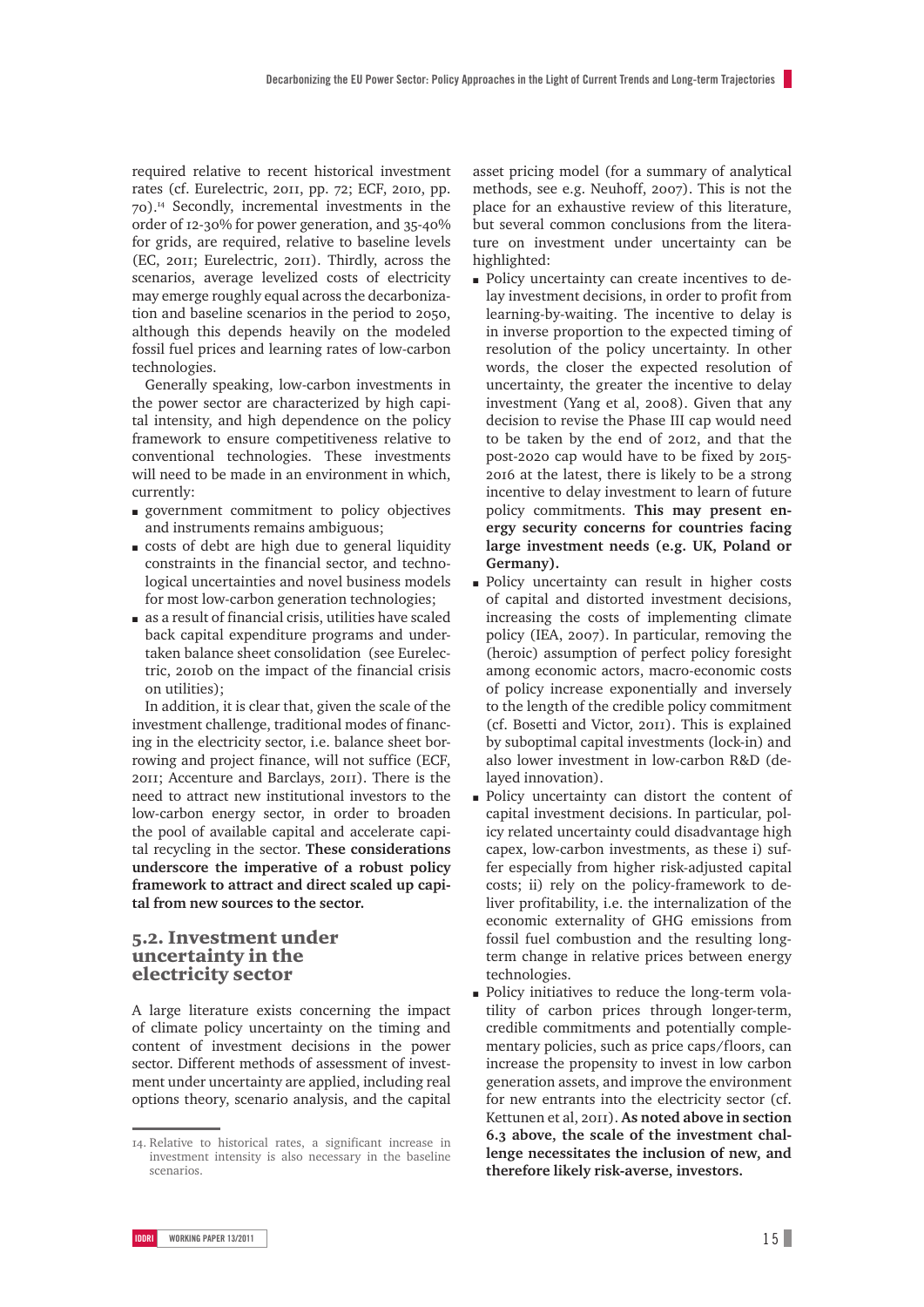required relative to recent historical investment rates (cf. Eurelectric, 2011, pp. 72; ECF, 2010, pp. 70).[14] Secondly, incremental investments in the order of 12-30% for power generation, and 35-40% for grids, are required, relative to baseline levels (EC, 2011; Eurelectric, 2011). Thirdly, across the scenarios, average levelized costs of electricity may emerge roughly equal across the decarbonization and baseline scenarios in the period to 2050, although this depends heavily on the modeled fossil fuel prices and learning rates of low-carbon technologies.

Generally speaking, low-carbon investments in the power sector are characterized by high capital intensity, and high dependence on the policy framework to ensure competitiveness relative to conventional technologies. These investments will need to be made in an environment in which, currently:

- government commitment to policy objectives and instruments remains ambiguous;
- costs of debt are high due to general liquidity constraints in the financial sector, and technological uncertainties and novel business models for most low-carbon generation technologies;
- as a result of financial crisis, utilities have scaled back capital expenditure programs and undertaken balance sheet consolidation (see Eurelectric, 2010b on the impact of the financial crisis on utilities);

In addition, it is clear that, given the scale of the investment challenge, traditional modes of financing in the electricity sector, i.e. balance sheet borrowing and project finance, will not suffice (ECF, 2011; Accenture and Barclays, 2011). There is the need to attract new institutional investors to the low-carbon energy sector, in order to broaden the pool of available capital and accelerate capital recycling in the sector. **These considerations underscore the imperative of a robust policy framework to attract and direct scaled up capital from new sources to the sector.**

## 5.2. Investment under uncertainty in the electricity sector

A large literature exists concerning the impact of climate policy uncertainty on the timing and content of investment decisions in the power sector. Different methods of assessment of investment under uncertainty are applied, including real options theory, scenario analysis, and the capital asset pricing model (for a summary of analytical methods, see e.g. Neuhoff, 2007). This is not the place for an exhaustive review of this literature, but several common conclusions from the literature on investment under uncertainty can be highlighted:

- Policy uncertainty can create incentives to delay investment decisions, in order to profit from learning-by-waiting. The incentive to delay is in inverse proportion to the expected timing of resolution of the policy uncertainty. In other words, the closer the expected resolution of uncertainty, the greater the incentive to delay investment (Yang et al, 2008). Given that any decision to revise the Phase III cap would need to be taken by the end of 2012, and that the post-2020 cap would have to be fixed by 2015-2016 at the latest, there is likely to be a strong incentive to delay investment to learn of future policy commitments. **This may present energy security concerns for countries facing large investment needs (e.g. UK, Poland or Germany).**
- Policy uncertainty can result in higher costs of capital and distorted investment decisions, increasing the costs of implementing climate policy (IEA, 2007). In particular, removing the (heroic) assumption of perfect policy foresight among economic actors, macro-economic costs of policy increase exponentially and inversely to the length of the credible policy commitment (cf. Bosetti and Victor, 2011). This is explained by suboptimal capital investments (lock-in) and also lower investment in low-carbon R&D (delayed innovation).
- Policy uncertainty can distort the content of capital investment decisions. In particular, policy related uncertainty could disadvantage high capex, low-carbon investments, as these i) suffer especially from higher risk-adjusted capital costs; ii) rely on the policy-framework to deliver profitability, i.e. the internalization of the economic externality of GHG emissions from fossil fuel combustion and the resulting long-term change in relative prices between energy technologies.
- Policy initiatives to reduce the long-term volatility of carbon prices through longer-term, credible commitments and potentially complementary policies, such as price caps/floors, can increase the propensity to invest in low carbon generation assets, and improve the environment for new entrants into the electricity sector (cf. Kettunen et al, 2011). **As noted above in section 6.3 above, the scale of the investment challenge necessitates the inclusion of new, and therefore likely risk-averse, investors.**

[14] Relative to historical rates, a significant increase in investment intensity is also necessary in the baseline scenarios.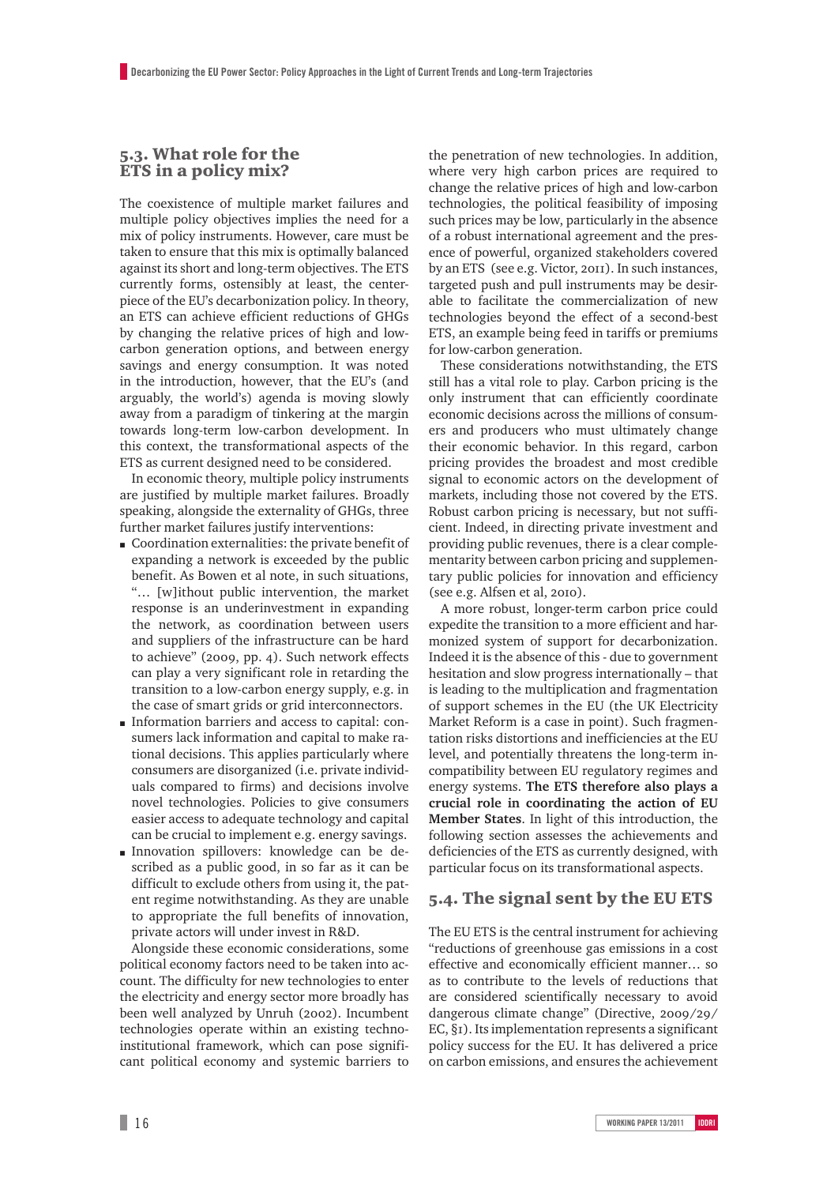## 5.3. What role for the ETS in a policy mix?

The coexistence of multiple market failures and multiple policy objectives implies the need for a mix of policy instruments. However, care must be taken to ensure that this mix is optimally balanced against its short and long-term objectives. The ETS currently forms, ostensibly at least, the centerpiece of the EU's decarbonization policy. In theory, an ETS can achieve efficient reductions of GHGs by changing the relative prices of high and low-carbon generation options, and between energy savings and energy consumption. It was noted in the introduction, however, that the EU's (and arguably, the world's) agenda is moving slowly away from a paradigm of tinkering at the margin towards long-term low-carbon development. In this context, the transformational aspects of the ETS as current designed need to be considered.

In economic theory, multiple policy instruments are justified by multiple market failures. Broadly speaking, alongside the externality of GHGs, three further market failures justify interventions:

- Coordination externalities: the private benefit of expanding a network is exceeded by the public benefit. As Bowen et al note, in such situations, "… [w]ithout public intervention, the market response is an underinvestment in expanding the network, as coordination between users and suppliers of the infrastructure can be hard to achieve" (2009, pp. 4). Such network effects can play a very significant role in retarding the transition to a low-carbon energy supply, e.g. in the case of smart grids or grid interconnectors.
- Information barriers and access to capital: consumers lack information and capital to make rational decisions. This applies particularly where consumers are disorganized (i.e. private individuals compared to firms) and decisions involve novel technologies. Policies to give consumers easier access to adequate technology and capital can be crucial to implement e.g. energy savings.
- Innovation spillovers: knowledge can be described as a public good, in so far as it can be difficult to exclude others from using it, the patent regime notwithstanding. As they are unable to appropriate the full benefits of innovation, private actors will under invest in R&D.

Alongside these economic considerations, some political economy factors need to be taken into account. The difficulty for new technologies to enter the electricity and energy sector more broadly has been well analyzed by Unruh (2002). Incumbent technologies operate within an existing techno-institutional framework, which can pose significant political economy and systemic barriers to the penetration of new technologies. In addition, where very high carbon prices are required to change the relative prices of high and low-carbon technologies, the political feasibility of imposing such prices may be low, particularly in the absence of a robust international agreement and the presence of powerful, organized stakeholders covered by an ETS (see e.g. Victor, 2011). In such instances, targeted push and pull instruments may be desirable to facilitate the commercialization of new technologies beyond the effect of a second-best ETS, an example being feed in tariffs or premiums for low-carbon generation.

These considerations notwithstanding, the ETS still has a vital role to play. Carbon pricing is the only instrument that can efficiently coordinate economic decisions across the millions of consumers and producers who must ultimately change their economic behavior. In this regard, carbon pricing provides the broadest and most credible signal to economic actors on the development of markets, including those not covered by the ETS. Robust carbon pricing is necessary, but not sufficient. Indeed, in directing private investment and providing public revenues, there is a clear complementarity between carbon pricing and supplementary public policies for innovation and efficiency (see e.g. Alfsen et al, 2010).

A more robust, longer-term carbon price could expedite the transition to a more efficient and harmonized system of support for decarbonization. Indeed it is the absence of this - due to government hesitation and slow progress internationally – that is leading to the multiplication and fragmentation of support schemes in the EU (the UK Electricity Market Reform is a case in point). Such fragmentation risks distortions and inefficiencies at the EU level, and potentially threatens the long-term incompatibility between EU regulatory regimes and energy systems. **The ETS therefore also plays a crucial role in coordinating the action of EU Member States**. In light of this introduction, the following section assesses the achievements and deficiencies of the ETS as currently designed, with particular focus on its transformational aspects.

## 5.4. The signal sent by the EU ETS

The EU ETS is the central instrument for achieving "reductions of greenhouse gas emissions in a cost effective and economically efficient manner… so as to contribute to the levels of reductions that are considered scientifically necessary to avoid dangerous climate change" (Directive, 2009/29/EC, §1). Its implementation represents a significant policy success for the EU. It has delivered a price on carbon emissions, and ensures the achievement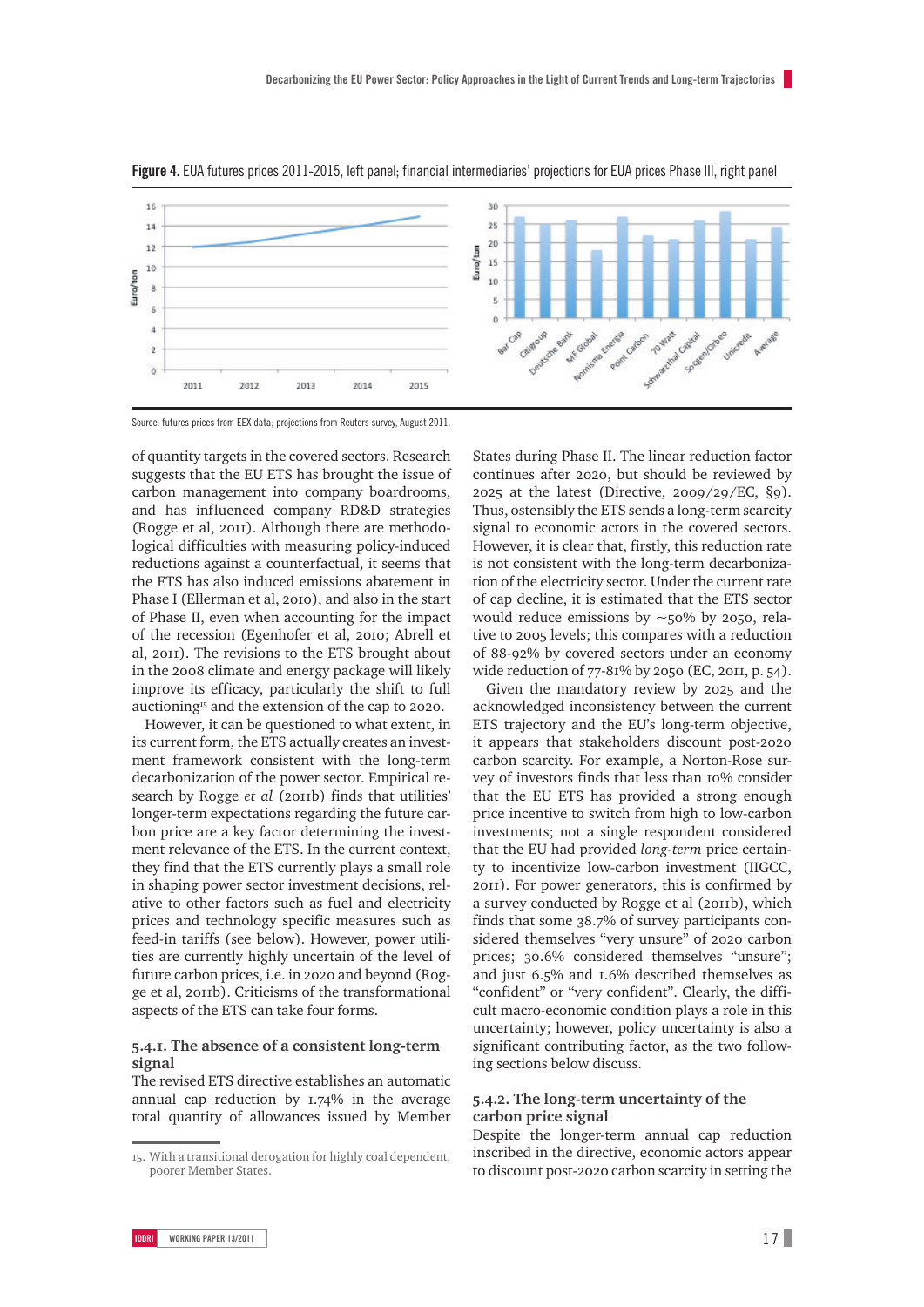**Figure 4.** EUA futures prices 2011-2015, left panel; financial intermediaries' projections for EUA prices Phase III, right panel

Source: futures prices from EEX data; projections from Reuters survey, August 2011.

of quantity targets in the covered sectors. Research suggests that the EU ETS has brought the issue of carbon management into company boardrooms, and has influenced company RD&D strategies (Rogge et al, 2011). Although there are methodological difficulties with measuring policy-induced reductions against a counterfactual, it seems that the ETS has also induced emissions abatement in Phase I (Ellerman et al, 2010), and also in the start of Phase II, even when accounting for the impact of the recession (Egenhofer et al, 2010; Abrell et al, 2011). The revisions to the ETS brought about in the 2008 climate and energy package will likely improve its efficacy, particularly the shift to full auctioning[15] and the extension of the cap to 2020.

However, it can be questioned to what extent, in its current form, the ETS actually creates an investment framework consistent with the long-term decarbonization of the power sector. Empirical research by Rogge *et al* (2011b) finds that utilities' longer-term expectations regarding the future carbon price are a key factor determining the investment relevance of the ETS. In the current context, they find that the ETS currently plays a small role in shaping power sector investment decisions, relative to other factors such as fuel and electricity prices and technology specific measures such as feed-in tariffs (see below). However, power utilities are currently highly uncertain of the level of future carbon prices, i.e. in 2020 and beyond (Rogge et al, 2011b). Criticisms of the transformational aspects of the ETS can take four forms.

### 5.4.1. The absence of a consistent long-term signal

The revised ETS directive establishes an automatic annual cap reduction by 1.74% in the average total quantity of allowances issued by Member States during Phase II. The linear reduction factor continues after 2020, but should be reviewed by 2025 at the latest (Directive, 2009/29/EC, §9). Thus, ostensibly the ETS sends a long-term scarcity signal to economic actors in the covered sectors. However, it is clear that, firstly, this reduction rate is not consistent with the long-term decarbonization of the electricity sector. Under the current rate of cap decline, it is estimated that the ETS sector would reduce emissions by ~50% by 2050, relative to 2005 levels; this compares with a reduction of 88-92% by covered sectors under an economy wide reduction of 77-81% by 2050 (EC, 2011, p. 54).

Given the mandatory review by 2025 and the acknowledged inconsistency between the current ETS trajectory and the EU's long-term objective, it appears that stakeholders discount post-2020 carbon scarcity. For example, a Norton-Rose survey of investors finds that less than 10% consider that the EU ETS has provided a strong enough price incentive to switch from high to low-carbon investments; not a single respondent considered that the EU had provided *long-term* price certainty to incentivize low-carbon investment (IIGCC, 2011). For power generators, this is confirmed by a survey conducted by Rogge et al (2011b), which finds that some 38.7% of survey participants considered themselves "very unsure" of 2020 carbon prices; 30.6% considered themselves "unsure"; and just 6.5% and 1.6% described themselves as "confident" or "very confident". Clearly, the difficult macro-economic condition plays a role in this uncertainty; however, policy uncertainty is also a significant contributing factor, as the two following sections below discuss.

### 5.4.2. The long-term uncertainty of the carbon price signal

Despite the longer-term annual cap reduction inscribed in the directive, economic actors appear to discount post-2020 carbon scarcity in setting the

15. With a transitional derogation for highly coal dependent, poorer Member States.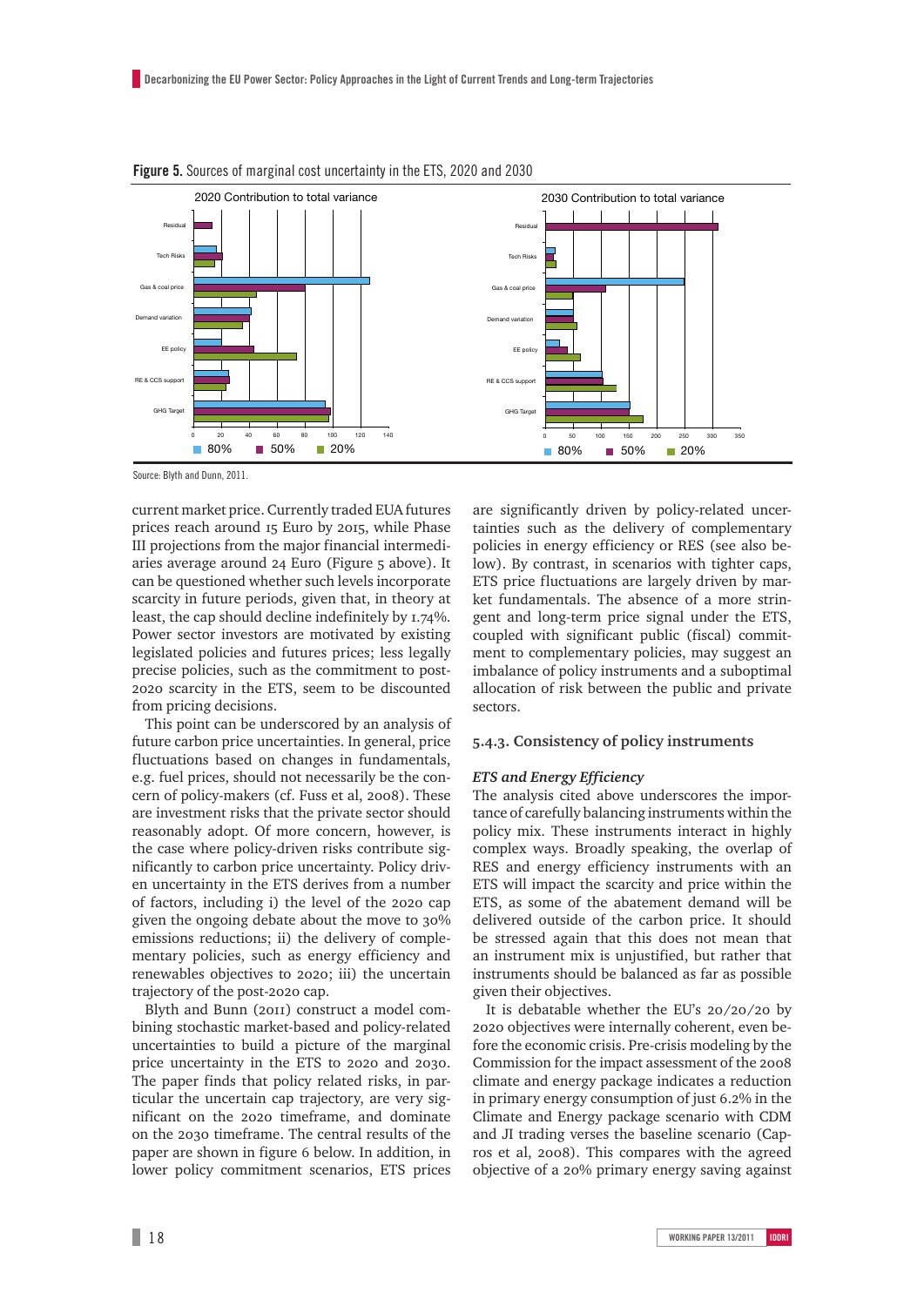**Figure 5.** Sources of marginal cost uncertainty in the ETS, 2020 and 2030

Source: Blyth and Dunn, 2011.

current market price. Currently traded EUA futures prices reach around 15 Euro by 2015, while Phase III projections from the major financial intermediaries average around 24 Euro (Figure 5 above). It can be questioned whether such levels incorporate scarcity in future periods, given that, in theory at least, the cap should decline indefinitely by 1.74%. Power sector investors are motivated by existing legislated policies and futures prices; less legally precise policies, such as the commitment to post-2020 scarcity in the ETS, seem to be discounted from pricing decisions.

This point can be underscored by an analysis of future carbon price uncertainties. In general, price fluctuations based on changes in fundamentals, e.g. fuel prices, should not necessarily be the concern of policy-makers (cf. Fuss et al, 2008). These are investment risks that the private sector should reasonably adopt. Of more concern, however, is the case where policy-driven risks contribute significantly to carbon price uncertainty. Policy driven uncertainty in the ETS derives from a number of factors, including i) the level of the 2020 cap given the ongoing debate about the move to 30% emissions reductions; ii) the delivery of complementary policies, such as energy efficiency and renewables objectives to 2020; iii) the uncertain trajectory of the post-2020 cap.

Blyth and Bunn (2011) construct a model combining stochastic market-based and policy-related uncertainties to build a picture of the marginal price uncertainty in the ETS to 2020 and 2030. The paper finds that policy related risks, in particular the uncertain cap trajectory, are very significant on the 2020 timeframe, and dominate on the 2030 timeframe. The central results of the paper are shown in figure 6 below. In addition, in lower policy commitment scenarios, ETS prices are significantly driven by policy-related uncertainties such as the delivery of complementary policies in energy efficiency or RES (see also below). By contrast, in scenarios with tighter caps, ETS price fluctuations are largely driven by market fundamentals. The absence of a more stringent and long-term price signal under the ETS, coupled with significant public (fiscal) commitment to complementary policies, may suggest an imbalance of policy instruments and a suboptimal allocation of risk between the public and private sectors.

### 5.4.3. Consistency of policy instruments

***ETS and Energy Efficiency***

The analysis cited above underscores the importance of carefully balancing instruments within the policy mix. These instruments interact in highly complex ways. Broadly speaking, the overlap of RES and energy efficiency instruments with an ETS will impact the scarcity and price within the ETS, as some of the abatement demand will be delivered outside of the carbon price. It should be stressed again that this does not mean that an instrument mix is unjustified, but rather that instruments should be balanced as far as possible given their objectives.

It is debatable whether the EU's 20/20/20 by 2020 objectives were internally coherent, even before the economic crisis. Pre-crisis modeling by the Commission for the impact assessment of the 2008 climate and energy package indicates a reduction in primary energy consumption of just 6.2% in the Climate and Energy package scenario with CDM and JI trading verses the baseline scenario (Capros et al, 2008). This compares with the agreed objective of a 20% primary energy saving against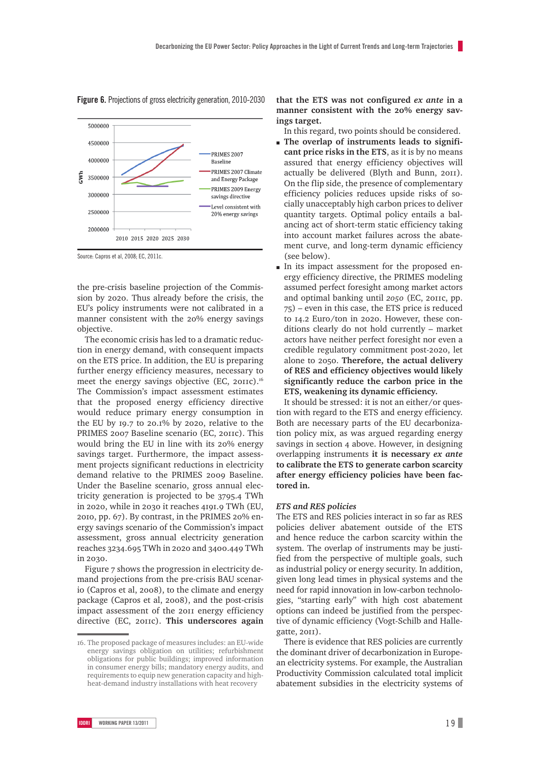**Figure 6.** Projections of gross electricity generation, 2010-2030

Source: Capros et al, 2008; EC, 2011c.

the pre-crisis baseline projection of the Commission by 2020. Thus already before the crisis, the EU's policy instruments were not calibrated in a manner consistent with the 20% energy savings objective.

The economic crisis has led to a dramatic reduction in energy demand, with consequent impacts on the ETS price. In addition, the EU is preparing further energy efficiency measures, necessary to meet the energy savings objective (EC, 2011c).[16] The Commission's impact assessment estimates that the proposed energy efficiency directive would reduce primary energy consumption in the EU by 19.7 to 20.1% by 2020, relative to the PRIMES 2007 Baseline scenario (EC, 2011c). This would bring the EU in line with its 20% energy savings target. Furthermore, the impact assessment projects significant reductions in electricity demand relative to the PRIMES 2009 Baseline. Under the Baseline scenario, gross annual electricity generation is projected to be 3795.4 TWh in 2020, while in 2030 it reaches 4191.9 TWh (EU, 2010, pp. 67). By contrast, in the PRIMES 20% energy savings scenario of the Commission's impact assessment, gross annual electricity generation reaches 3234.695 TWh in 2020 and 3400.449 TWh in 2030.

Figure 7 shows the progression in electricity demand projections from the pre-crisis BAU scenario (Capros et al, 2008), to the climate and energy package (Capros et al, 2008), and the post-crisis impact assessment of the 2011 energy efficiency directive (EC, 2011c). **This underscores again that the ETS was not configured *ex ante* in a manner consistent with the 20% energy savings target.**

In this regard, two points should be considered.

- **The overlap of instruments leads to significant price risks in the ETS**, as it is by no means assured that energy efficiency objectives will actually be delivered (Blyth and Bunn, 2011). On the flip side, the presence of complementary efficiency policies reduces upside risks of socially unacceptably high carbon prices to deliver quantity targets. Optimal policy entails a balancing act of short-term static efficiency taking into account market failures across the abatement curve, and long-term dynamic efficiency (see below).
- In its impact assessment for the proposed energy efficiency directive, the PRIMES modeling assumed perfect foresight among market actors and optimal banking until *2050* (EC, 2011c, pp. 75) – even in this case, the ETS price is reduced to 14.2 Euro/ton in 2020. However, these conditions clearly do not hold currently – market actors have neither perfect foresight nor even a credible regulatory commitment post-2020, let alone to 2050. **Therefore, the actual delivery of RES and efficiency objectives would likely significantly reduce the carbon price in the ETS, weakening its dynamic efficiency.**

It should be stressed: it is not an either/or question with regard to the ETS and energy efficiency. Both are necessary parts of the EU decarbonization policy mix, as was argued regarding energy savings in section 4 above. However, in designing overlapping instruments **it is necessary *ex ante* to calibrate the ETS to generate carbon scarcity after energy efficiency policies have been factored in.**

### *ETS and RES policies*

The ETS and RES policies interact in so far as RES policies deliver abatement outside of the ETS and hence reduce the carbon scarcity within the system. The overlap of instruments may be justified from the perspective of multiple goals, such as industrial policy or energy security. In addition, given long lead times in physical systems and the need for rapid innovation in low-carbon technologies, "starting early" with high cost abatement options can indeed be justified from the perspective of dynamic efficiency (Vogt-Schilb and Hallegatte, 2011).

There is evidence that RES policies are currently the dominant driver of decarbonization in European electricity systems. For example, the Australian Productivity Commission calculated total implicit abatement subsidies in the electricity systems of

16. The proposed package of measures includes: an EU-wide energy savings obligation on utilities; refurbishment obligations for public buildings; improved information in consumer energy bills; mandatory energy audits, and requirements to equip new generation capacity and high-heat-demand industry installations with heat recovery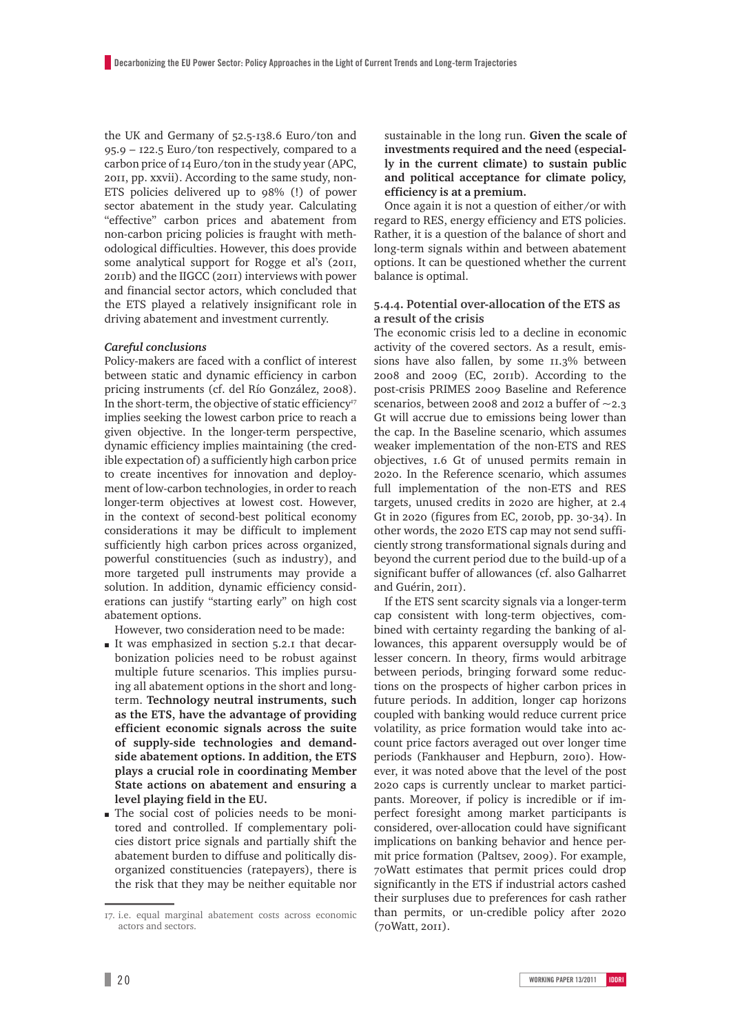the UK and Germany of 52.5-138.6 Euro/ton and 95.9 – 122.5 Euro/ton respectively, compared to a carbon price of 14 Euro/ton in the study year (APC, 2011, pp. xxvii). According to the same study, non-ETS policies delivered up to 98% (!) of power sector abatement in the study year. Calculating "effective" carbon prices and abatement from non-carbon pricing policies is fraught with methodological difficulties. However, this does provide some analytical support for Rogge et al's (2011, 2011b) and the IIGCC (2011) interviews with power and financial sector actors, which concluded that the ETS played a relatively insignificant role in driving abatement and investment currently.

### *Careful conclusions*

Policy-makers are faced with a conflict of interest between static and dynamic efficiency in carbon pricing instruments (cf. del Río González, 2008). In the short-term, the objective of static efficiency[17] implies seeking the lowest carbon price to reach a given objective. In the longer-term perspective, dynamic efficiency implies maintaining (the credible expectation of) a sufficiently high carbon price to create incentives for innovation and deployment of low-carbon technologies, in order to reach longer-term objectives at lowest cost. However, in the context of second-best political economy considerations it may be difficult to implement sufficiently high carbon prices across organized, powerful constituencies (such as industry), and more targeted pull instruments may provide a solution. In addition, dynamic efficiency considerations can justify "starting early" on high cost abatement options.

However, two consideration need to be made:

- It was emphasized in section 5.2.1 that decarbonization policies need to be robust against multiple future scenarios. This implies pursuing all abatement options in the short and long-term. **Technology neutral instruments, such as the ETS, have the advantage of providing efficient economic signals across the suite of supply-side technologies and demand-side abatement options. In addition, the ETS plays a crucial role in coordinating Member State actions on abatement and ensuring a level playing field in the EU.**
- The social cost of policies needs to be monitored and controlled. If complementary policies distort price signals and partially shift the abatement burden to diffuse and politically disorganized constituencies (ratepayers), there is the risk that they may be neither equitable nor sustainable in the long run. **Given the scale of investments required and the need (especially in the current climate) to sustain public and political acceptance for climate policy, efficiency is at a premium.**

Once again it is not a question of either/or with regard to RES, energy efficiency and ETS policies. Rather, it is a question of the balance of short and long-term signals within and between abatement options. It can be questioned whether the current balance is optimal.

### 5.4.4. Potential over-allocation of the ETS as a result of the crisis

The economic crisis led to a decline in economic activity of the covered sectors. As a result, emissions have also fallen, by some 11.3% between 2008 and 2009 (EC, 2011b). According to the post-crisis PRIMES 2009 Baseline and Reference scenarios, between 2008 and 2012 a buffer of ~2.3 Gt will accrue due to emissions being lower than the cap. In the Baseline scenario, which assumes weaker implementation of the non-ETS and RES objectives, 1.6 Gt of unused permits remain in 2020. In the Reference scenario, which assumes full implementation of the non-ETS and RES targets, unused credits in 2020 are higher, at 2.4 Gt in 2020 (figures from EC, 2010b, pp. 30-34). In other words, the 2020 ETS cap may not send sufficiently strong transformational signals during and beyond the current period due to the build-up of a significant buffer of allowances (cf. also Galharret and Guérin, 2011).

If the ETS sent scarcity signals via a longer-term cap consistent with long-term objectives, combined with certainty regarding the banking of allowances, this apparent oversupply would be of lesser concern. In theory, firms would arbitrage between periods, bringing forward some reductions on the prospects of higher carbon prices in future periods. In addition, longer cap horizons coupled with banking would reduce current price volatility, as price formation would take into account price factors averaged out over longer time periods (Fankhauser and Hepburn, 2010). However, it was noted above that the level of the post 2020 caps is currently unclear to market participants. Moreover, if policy is incredible or if imperfect foresight among market participants is considered, over-allocation could have significant implications on banking behavior and hence permit price formation (Paltsev, 2009). For example, 70Watt estimates that permit prices could drop significantly in the ETS if industrial actors cashed their surpluses due to preferences for cash rather than permits, or un-credible policy after 2020 (70Watt, 2011).

---

17. i.e. equal marginal abatement costs across economic actors and sectors.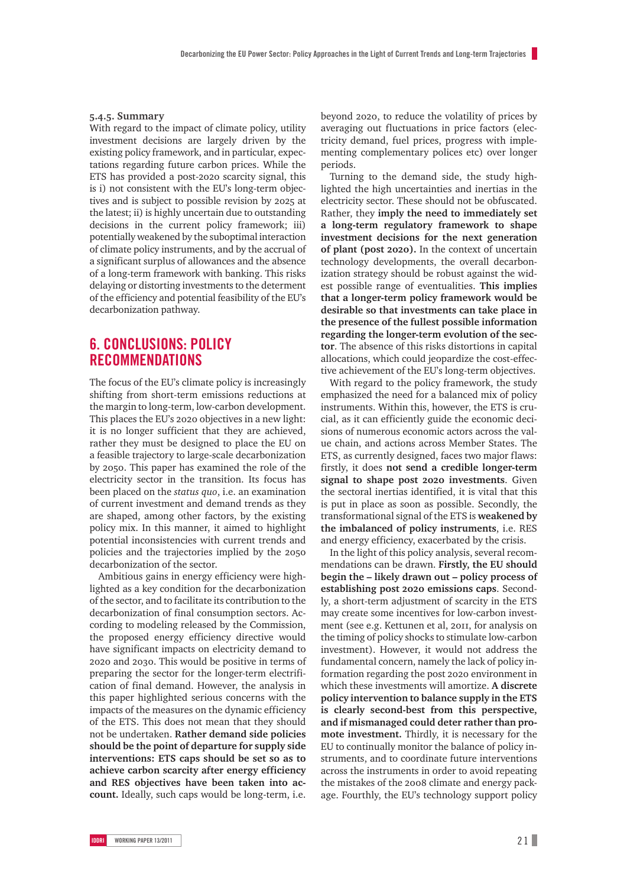#### 5.4.5. Summary

With regard to the impact of climate policy, utility investment decisions are largely driven by the existing policy framework, and in particular, expectations regarding future carbon prices. While the ETS has provided a post-2020 scarcity signal, this is i) not consistent with the EU's long-term objectives and is subject to possible revision by 2025 at the latest; ii) is highly uncertain due to outstanding decisions in the current policy framework; iii) potentially weakened by the suboptimal interaction of climate policy instruments, and by the accrual of a significant surplus of allowances and the absence of a long-term framework with banking. This risks delaying or distorting investments to the determent of the efficiency and potential feasibility of the EU's decarbonization pathway.

# 6. CONCLUSIONS: POLICY RECOMMENDATIONS

The focus of the EU's climate policy is increasingly shifting from short-term emissions reductions at the margin to long-term, low-carbon development. This places the EU's 2020 objectives in a new light: it is no longer sufficient that they are achieved, rather they must be designed to place the EU on a feasible trajectory to large-scale decarbonization by 2050. This paper has examined the role of the electricity sector in the transition. Its focus has been placed on the *status quo*, i.e. an examination of current investment and demand trends as they are shaped, among other factors, by the existing policy mix. In this manner, it aimed to highlight potential inconsistencies with current trends and policies and the trajectories implied by the 2050 decarbonization of the sector.

Ambitious gains in energy efficiency were highlighted as a key condition for the decarbonization of the sector, and to facilitate its contribution to the decarbonization of final consumption sectors. According to modeling released by the Commission, the proposed energy efficiency directive would have significant impacts on electricity demand to 2020 and 2030. This would be positive in terms of preparing the sector for the longer-term electrification of final demand. However, the analysis in this paper highlighted serious concerns with the impacts of the measures on the dynamic efficiency of the ETS. This does not mean that they should not be undertaken. **Rather demand side policies should be the point of departure for supply side interventions: ETS caps should be set so as to achieve carbon scarcity after energy efficiency and RES objectives have been taken into account.** Ideally, such caps would be long-term, i.e. beyond 2020, to reduce the volatility of prices by averaging out fluctuations in price factors (electricity demand, fuel prices, progress with implementing complementary polices etc) over longer periods.

Turning to the demand side, the study highlighted the high uncertainties and inertias in the electricity sector. These should not be obfuscated. Rather, they **imply the need to immediately set a long-term regulatory framework to shape investment decisions for the next generation of plant (post 2020).** In the context of uncertain technology developments, the overall decarbonization strategy should be robust against the widest possible range of eventualities. **This implies that a longer-term policy framework would be desirable so that investments can take place in the presence of the fullest possible information regarding the longer-term evolution of the sector**. The absence of this risks distortions in capital allocations, which could jeopardize the cost-effective achievement of the EU's long-term objectives.

With regard to the policy framework, the study emphasized the need for a balanced mix of policy instruments. Within this, however, the ETS is crucial, as it can efficiently guide the economic decisions of numerous economic actors across the value chain, and actions across Member States. The ETS, as currently designed, faces two major flaws: firstly, it does **not send a credible long-term signal to shape post 2020 investments**. Given the sectoral inertias identified, it is vital that this is put in place as soon as possible. Secondly, the transformational signal of the ETS is **weakened by the imbalanced of policy instruments**, i.e. RES and energy efficiency, exacerbated by the crisis.

In the light of this policy analysis, several recommendations can be drawn. **Firstly, the EU should begin the – likely drawn out – policy process of establishing post 2020 emissions caps**. Secondly, a short-term adjustment of scarcity in the ETS may create some incentives for low-carbon investment (see e.g. Kettunen et al, 2011, for analysis on the timing of policy shocks to stimulate low-carbon investment). However, it would not address the fundamental concern, namely the lack of policy information regarding the post 2020 environment in which these investments will amortize. **A discrete policy intervention to balance supply in the ETS is clearly second-best from this perspective, and if mismanaged could deter rather than promote investment.** Thirdly, it is necessary for the EU to continually monitor the balance of policy instruments, and to coordinate future interventions across the instruments in order to avoid repeating the mistakes of the 2008 climate and energy package. Fourthly, the EU's technology support policy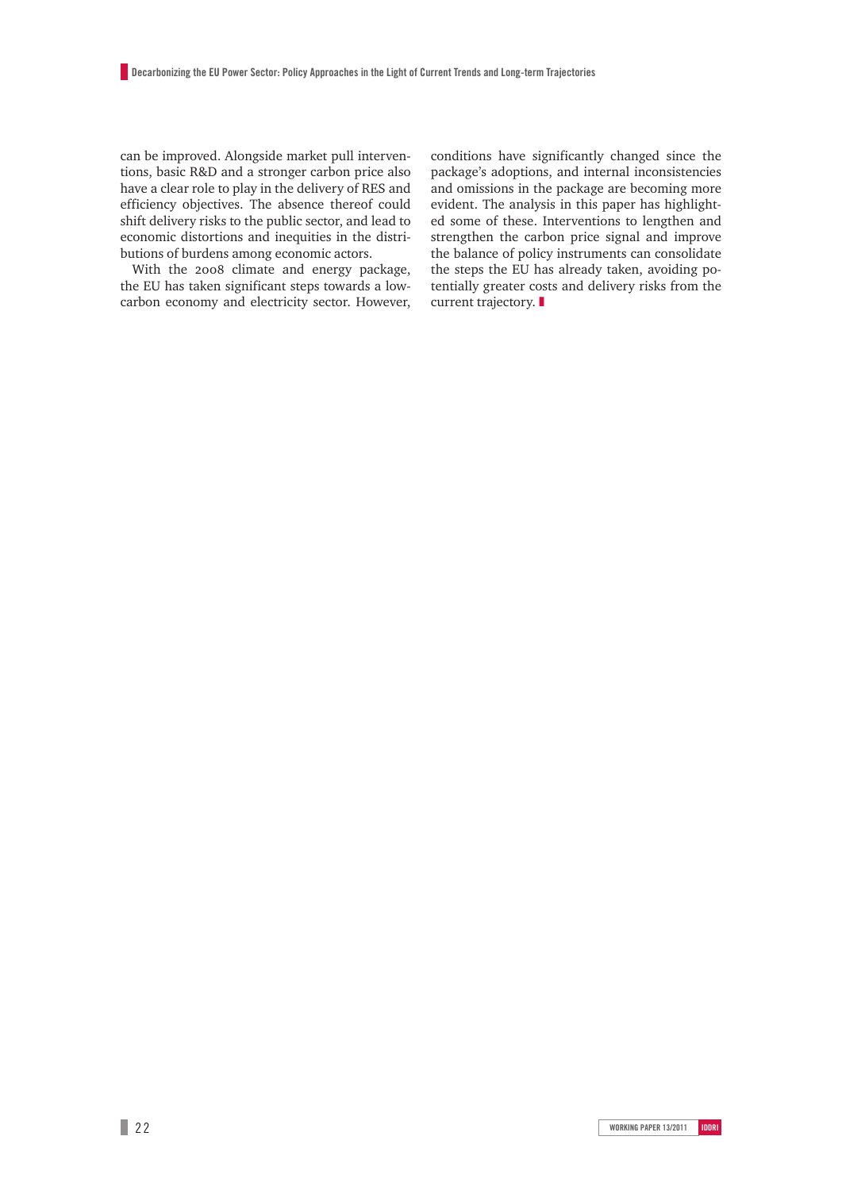can be improved. Alongside market pull interventions, basic R&D and a stronger carbon price also have a clear role to play in the delivery of RES and efficiency objectives. The absence thereof could shift delivery risks to the public sector, and lead to economic distortions and inequities in the distributions of burdens among economic actors.

With the 2008 climate and energy package, the EU has taken significant steps towards a low-carbon economy and electricity sector. However, conditions have significantly changed since the package's adoptions, and internal inconsistencies and omissions in the package are becoming more evident. The analysis in this paper has highlighted some of these. Interventions to lengthen and strengthen the carbon price signal and improve the balance of policy instruments can consolidate the steps the EU has already taken, avoiding potentially greater costs and delivery risks from the current trajectory.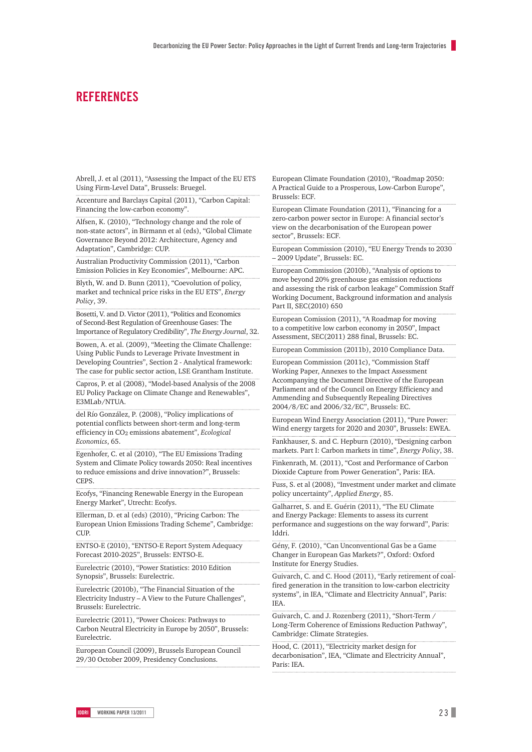# REFERENCES

Abrell, J. et al (2011), "Assessing the Impact of the EU ETS Using Firm-Level Data", Brussels: Bruegel.

Accenture and Barclays Capital (2011), "Carbon Capital: Financing the low-carbon economy".

Alfsen, K. (2010), "Technology change and the role of non-state actors", in Birmann et al (eds), "Global Climate Governance Beyond 2012: Architecture, Agency and Adaptation", Cambridge: CUP.

Australian Productivity Commission (2011), "Carbon Emission Policies in Key Economies", Melbourne: APC.

Blyth, W. and D. Bunn (2011), "Coevolution of policy, market and technical price risks in the EU ETS", *Energy Policy*, 39.

Bosetti, V. and D. Victor (2011), "Politics and Economics of Second-Best Regulation of Greenhouse Gases: The Importance of Regulatory Credibility", *The Energy Journal*, 32.

Bowen, A. et al. (2009), "Meeting the Climate Challenge: Using Public Funds to Leverage Private Investment in Developing Countries", Section 2 - Analytical framework: The case for public sector action, LSE Grantham Institute.

Capros, P. et al (2008), "Model-based Analysis of the 2008 EU Policy Package on Climate Change and Renewables", E3MLab/NTUA.

del Río González, P. (2008), "Policy implications of potential conflicts between short-term and long-term efficiency in $CO_2$ emissions abatement", *Ecological Economics*, 65.

Egenhofer, C. et al (2010), "The EU Emissions Trading System and Climate Policy towards 2050: Real incentives to reduce emissions and drive innovation?", Brussels: CEPS.

Ecofys, "Financing Renewable Energy in the European Energy Market", Utrecht: Ecofys.

Ellerman, D. et al (eds) (2010), "Pricing Carbon: The European Union Emissions Trading Scheme", Cambridge: CUP.

ENTSO-E (2010), "ENTSO-E Report System Adequacy Forecast 2010-2025", Brussels: ENTSO-E.

Eurelectric (2010), "Power Statistics: 2010 Edition Synopsis", Brussels: Eurelectric.

Eurelectric (2010b), "The Financial Situation of the Electricity Industry – A View to the Future Challenges", Brussels: Eurelectric.

Eurelectric (2011), "Power Choices: Pathways to Carbon Neutral Electricity in Europe by 2050", Brussels: Eurelectric.

European Council (2009), Brussels European Council 29/30 October 2009, Presidency Conclusions.

European Climate Foundation (2010), "Roadmap 2050: A Practical Guide to a Prosperous, Low-Carbon Europe", Brussels: ECF.

European Climate Foundation (2011), "Financing for a zero-carbon power sector in Europe: A financial sector's view on the decarbonisation of the European power sector", Brussels: ECF.

European Commission (2010), "EU Energy Trends to 2030 – 2009 Update", Brussels: EC.

European Commission (2010b), "Analysis of options to move beyond 20% greenhouse gas emission reductions and assessing the risk of carbon leakage" Commission Staff Working Document, Background information and analysis Part II, SEC(2010) 650

European Comission (2011), "A Roadmap for moving to a competitive low carbon economy in 2050", Impact Assessment, SEC(2011) 288 final, Brussels: EC.

European Commission (2011b), 2010 Compliance Data.

European Commission (2011c), "Commission Staff Working Paper, Annexes to the Impact Assessment Accompanying the Document Directive of the European Parliament and of the Council on Energy Efficiency and Ammending and Subsequently Repealing Directives 2004/8/EC and 2006/32/EC", Brussels: EC.

European Wind Energy Association (2011), "Pure Power: Wind energy targets for 2020 and 2030", Brussels: EWEA.

Fankhauser, S. and C. Hepburn (2010), "Designing carbon markets. Part I: Carbon markets in time", *Energy Policy*, 38.

Finkenrath, M. (2011), "Cost and Performance of Carbon Dioxide Capture from Power Generation", Paris: IEA.

Fuss, S. et al (2008), "Investment under market and climate policy uncertainty", *Applied Energy*, 85.

Galharret, S. and E. Guérin (2011), "The EU Climate and Energy Package: Elements to assess its current performance and suggestions on the way forward", Paris: Iddri.

Gény, F. (2010), "Can Unconventional Gas be a Game Changer in European Gas Markets?", Oxford: Oxford Institute for Energy Studies.

Guivarch, C. and C. Hood (2011), "Early retirement of coal-fired generation in the transition to low-carbon electricity systems", in IEA, "Climate and Electricity Annual", Paris: IEA.

Guivarch, C. and J. Rozenberg (2011), "Short-Term / Long-Term Coherence of Emissions Reduction Pathway", Cambridge: Climate Strategies.

Hood, C. (2011), "Electricity market design for decarbonisation", IEA, "Climate and Electricity Annual", Paris: IEA.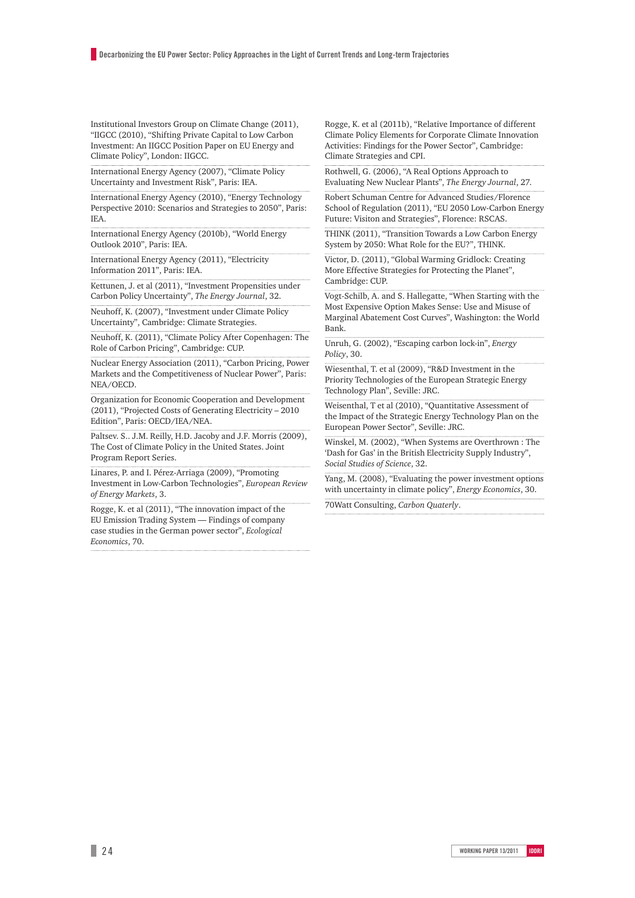Institutional Investors Group on Climate Change (2011), "IIGCC (2010), "Shifting Private Capital to Low Carbon Investment: An IIGCC Position Paper on EU Energy and Climate Policy", London: IIGCC.

International Energy Agency (2007), "Climate Policy Uncertainty and Investment Risk", Paris: IEA.

International Energy Agency (2010), "Energy Technology Perspective 2010: Scenarios and Strategies to 2050", Paris: IEA.

International Energy Agency (2010b), "World Energy Outlook 2010", Paris: IEA.

International Energy Agency (2011), "Electricity Information 2011", Paris: IEA.

Kettunen, J. et al (2011), "Investment Propensities under Carbon Policy Uncertainty", *The Energy Journal*, 32.

Neuhoff, K. (2007), "Investment under Climate Policy Uncertainty", Cambridge: Climate Strategies.

Neuhoff, K. (2011), "Climate Policy After Copenhagen: The Role of Carbon Pricing", Cambridge: CUP.

Nuclear Energy Association (2011), "Carbon Pricing, Power Markets and the Competitiveness of Nuclear Power", Paris: NEA/OECD.

Organization for Economic Cooperation and Development (2011), "Projected Costs of Generating Electricity – 2010 Edition", Paris: OECD/IEA/NEA.

Paltsev. S.. J.M. Reilly, H.D. Jacoby and J.F. Morris (2009), The Cost of Climate Policy in the United States. Joint Program Report Series.

Linares, P. and I. Pérez-Arriaga (2009), "Promoting Investment in Low-Carbon Technologies", *European Review of Energy Markets*, 3.

Rogge, K. et al (2011), "The innovation impact of the EU Emission Trading System — Findings of company case studies in the German power sector", *Ecological Economics*, 70.

Rogge, K. et al (2011b), "Relative Importance of different Climate Policy Elements for Corporate Climate Innovation Activities: Findings for the Power Sector", Cambridge: Climate Strategies and CPI.

Rothwell, G. (2006), "A Real Options Approach to Evaluating New Nuclear Plants", *The Energy Journal*, 27.

Robert Schuman Centre for Advanced Studies/Florence School of Regulation (2011), "EU 2050 Low-Carbon Energy Future: Visiton and Strategies", Florence: RSCAS.

THINK (2011), "Transition Towards a Low Carbon Energy System by 2050: What Role for the EU?", THINK.

Victor, D. (2011), "Global Warming Gridlock: Creating More Effective Strategies for Protecting the Planet", Cambridge: CUP.

Vogt-Schilb, A. and S. Hallegatte, "When Starting with the Most Expensive Option Makes Sense: Use and Misuse of Marginal Abatement Cost Curves", Washington: the World Bank.

Unruh, G. (2002), "Escaping carbon lock-in", *Energy Policy*, 30.

Wiesenthal, T. et al (2009), "R&D Investment in the Priority Technologies of the European Strategic Energy Technology Plan", Seville: JRC.

Weisenthal, T et al (2010), "Quantitative Assessment of the Impact of the Strategic Energy Technology Plan on the European Power Sector", Seville: JRC.

Winskel, M. (2002), "When Systems are Overthrown : The 'Dash for Gas' in the British Electricity Supply Industry", *Social Studies of Science*, 32.

Yang, M. (2008), "Evaluating the power investment options with uncertainty in climate policy", *Energy Economics*, 30.

70Watt Consulting, *Carbon Quaterly*.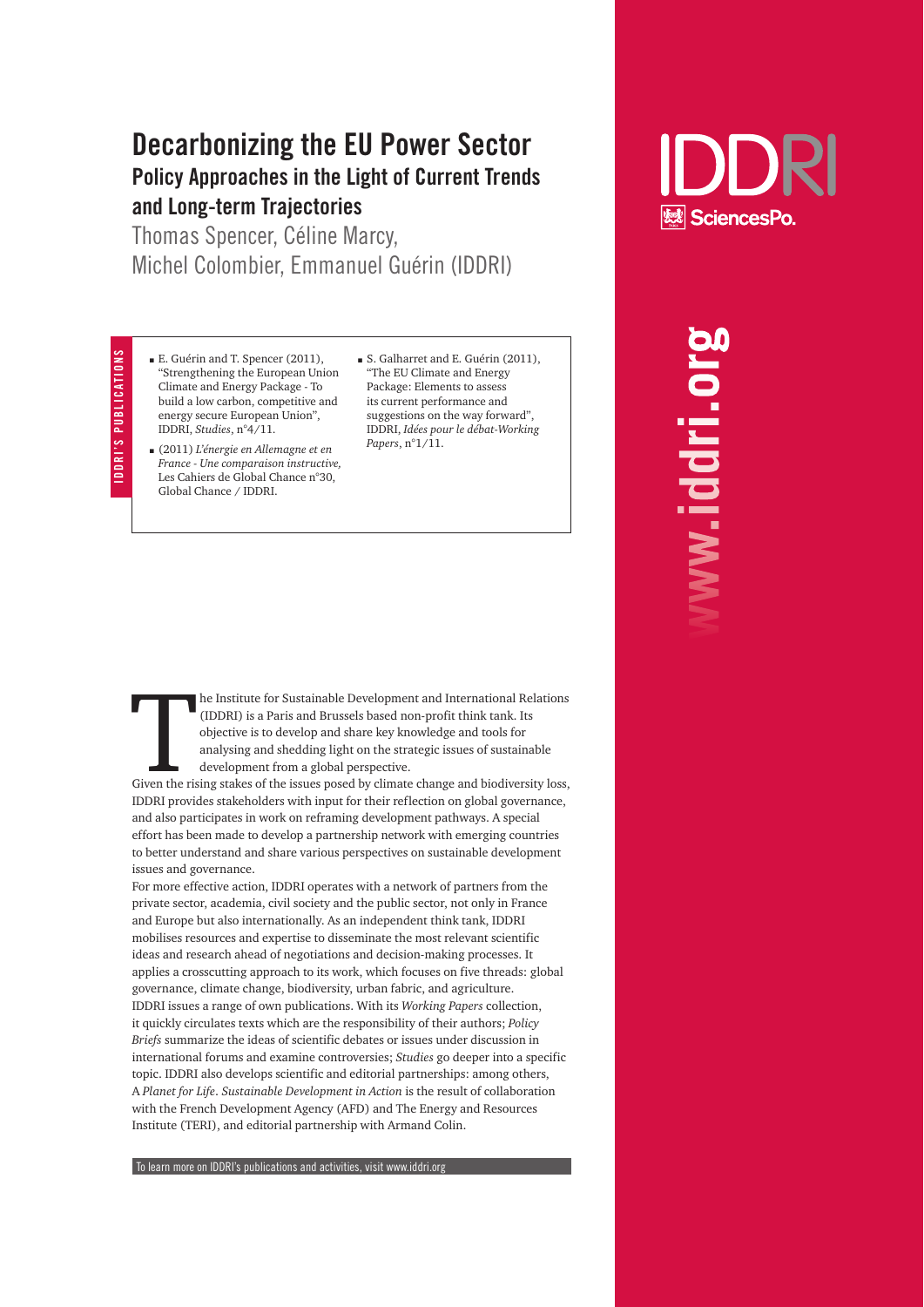# Decarbonizing the EU Power Sector

## Policy Approaches in the Light of Current Trends and Long-term Trajectories

Thomas Spencer, Céline Marcy, Michel Colombier, Emmanuel Guérin (IDDRI)

IDDRI

SciencesPo.

**IDDRI'S PUBLICATIONS**

- E. Guérin and T. Spencer (2011), "Strengthening the European Union Climate and Energy Package - To build a low carbon, competitive and energy secure European Union", IDDRI, *Studies*, n°4/11.
- (2011) *L'énergie en Allemagne et en France - Une comparaison instructive,* Les Cahiers de Global Chance n°30, Global Chance / IDDRI.
- S. Galharret and E. Guérin (2011), "The EU Climate and Energy Package: Elements to assess its current performance and suggestions on the way forward", IDDRI, *Idées pour le débat-Working Papers*, n°1/11.

www.iddri.org

The Institute for Sustainable Development and International Relations (IDDRI) is a Paris and Brussels based non-profit think tank. Its objective is to develop and share key knowledge and tools for analysing and shedding light on the strategic issues of sustainable development from a global perspective.

Given the rising stakes of the issues posed by climate change and biodiversity loss, IDDRI provides stakeholders with input for their reflection on global governance, and also participates in work on reframing development pathways. A special effort has been made to develop a partnership network with emerging countries to better understand and share various perspectives on sustainable development issues and governance.

For more effective action, IDDRI operates with a network of partners from the private sector, academia, civil society and the public sector, not only in France and Europe but also internationally. As an independent think tank, IDDRI mobilises resources and expertise to disseminate the most relevant scientific ideas and research ahead of negotiations and decision-making processes. It applies a crosscutting approach to its work, which focuses on five threads: global governance, climate change, biodiversity, urban fabric, and agriculture.

IDDRI issues a range of own publications. With its *Working Papers* collection, it quickly circulates texts which are the responsibility of their authors; *Policy Briefs* summarize the ideas of scientific debates or issues under discussion in international forums and examine controversies; *Studies* go deeper into a specific topic. IDDRI also develops scientific and editorial partnerships: among others, A *Planet for Life*. *Sustainable Development in Action* is the result of collaboration with the French Development Agency (AFD) and The Energy and Resources Institute (TERI), and editorial partnership with Armand Colin.

To learn more on IDDRI's publications and activities, visit www.iddri.org